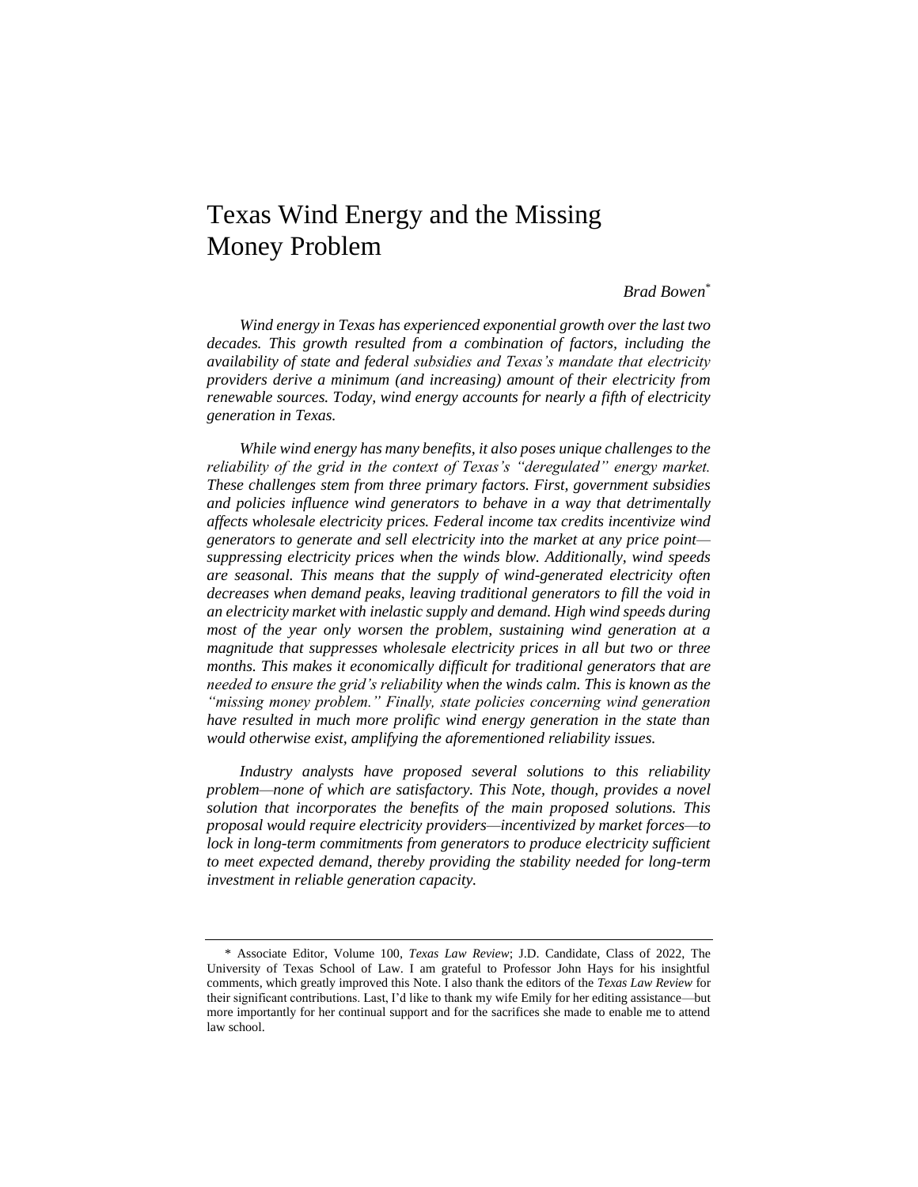# Texas Wind Energy and the Missing Money Problem

*Brad Bowen*[*]

*Wind energy in Texas has experienced exponential growth over the last two decades. This growth resulted from a combination of factors, including the availability of state and federal subsidies and Texas's mandate that electricity providers derive a minimum (and increasing) amount of their electricity from renewable sources. Today, wind energy accounts for nearly a fifth of electricity generation in Texas.*

*While wind energy has many benefits, it also poses unique challenges to the reliability of the grid in the context of Texas's "deregulated" energy market. These challenges stem from three primary factors. First, government subsidies and policies influence wind generators to behave in a way that detrimentally affects wholesale electricity prices. Federal income tax credits incentivize wind generators to generate and sell electricity into the market at any price point—suppressing electricity prices when the winds blow. Additionally, wind speeds are seasonal. This means that the supply of wind-generated electricity often decreases when demand peaks, leaving traditional generators to fill the void in an electricity market with inelastic supply and demand. High wind speeds during most of the year only worsen the problem, sustaining wind generation at a magnitude that suppresses wholesale electricity prices in all but two or three months. This makes it economically difficult for traditional generators that are needed to ensure the grid's reliability when the winds calm. This is known as the "missing money problem." Finally, state policies concerning wind generation have resulted in much more prolific wind energy generation in the state than would otherwise exist, amplifying the aforementioned reliability issues.*

*Industry analysts have proposed several solutions to this reliability problem—none of which are satisfactory. This Note, though, provides a novel solution that incorporates the benefits of the main proposed solutions. This proposal would require electricity providers—incentivized by market forces—to lock in long-term commitments from generators to produce electricity sufficient to meet expected demand, thereby providing the stability needed for long-term investment in reliable generation capacity.*

---

\* Associate Editor, Volume 100, *Texas Law Review*; J.D. Candidate, Class of 2022, The University of Texas School of Law. I am grateful to Professor John Hays for his insightful comments, which greatly improved this Note. I also thank the editors of the *Texas Law Review* for their significant contributions. Last, I'd like to thank my wife Emily for her editing assistance—but more importantly for her continual support and for the sacrifices she made to enable me to attend law school.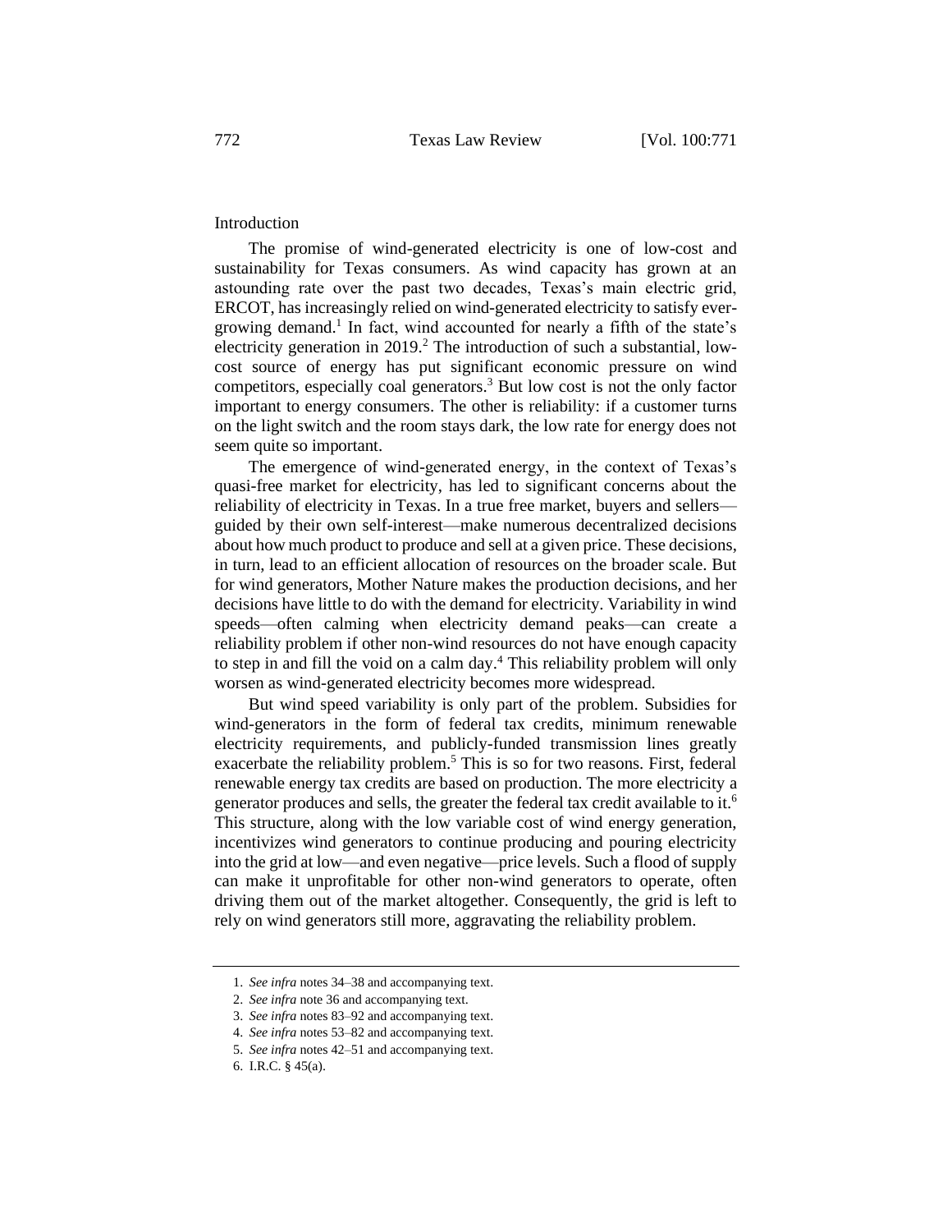## Introduction

The promise of wind-generated electricity is one of low-cost and sustainability for Texas consumers. As wind capacity has grown at an astounding rate over the past two decades, Texas's main electric grid, ERCOT, has increasingly relied on wind-generated electricity to satisfy ever-growing demand.[1] In fact, wind accounted for nearly a fifth of the state's electricity generation in 2019.[2] The introduction of such a substantial, low-cost source of energy has put significant economic pressure on wind competitors, especially coal generators.[3] But low cost is not the only factor important to energy consumers. The other is reliability: if a customer turns on the light switch and the room stays dark, the low rate for energy does not seem quite so important.

The emergence of wind-generated energy, in the context of Texas's quasi-free market for electricity, has led to significant concerns about the reliability of electricity in Texas. In a true free market, buyers and sellers—guided by their own self-interest—make numerous decentralized decisions about how much product to produce and sell at a given price. These decisions, in turn, lead to an efficient allocation of resources on the broader scale. But for wind generators, Mother Nature makes the production decisions, and her decisions have little to do with the demand for electricity. Variability in wind speeds—often calming when electricity demand peaks—can create a reliability problem if other non-wind resources do not have enough capacity to step in and fill the void on a calm day.[4] This reliability problem will only worsen as wind-generated electricity becomes more widespread.

But wind speed variability is only part of the problem. Subsidies for wind-generators in the form of federal tax credits, minimum renewable electricity requirements, and publicly-funded transmission lines greatly exacerbate the reliability problem.[5] This is so for two reasons. First, federal renewable energy tax credits are based on production. The more electricity a generator produces and sells, the greater the federal tax credit available to it.[6] This structure, along with the low variable cost of wind energy generation, incentivizes wind generators to continue producing and pouring electricity into the grid at low—and even negative—price levels. Such a flood of supply can make it unprofitable for other non-wind generators to operate, often driving them out of the market altogether. Consequently, the grid is left to rely on wind generators still more, aggravating the reliability problem.

---

1. *See infra* notes 34–38 and accompanying text.
2. *See infra* note 36 and accompanying text.
3. *See infra* notes 83–92 and accompanying text.
4. *See infra* notes 53–82 and accompanying text.
5. *See infra* notes 42–51 and accompanying text.
6. I.R.C. § 45(a).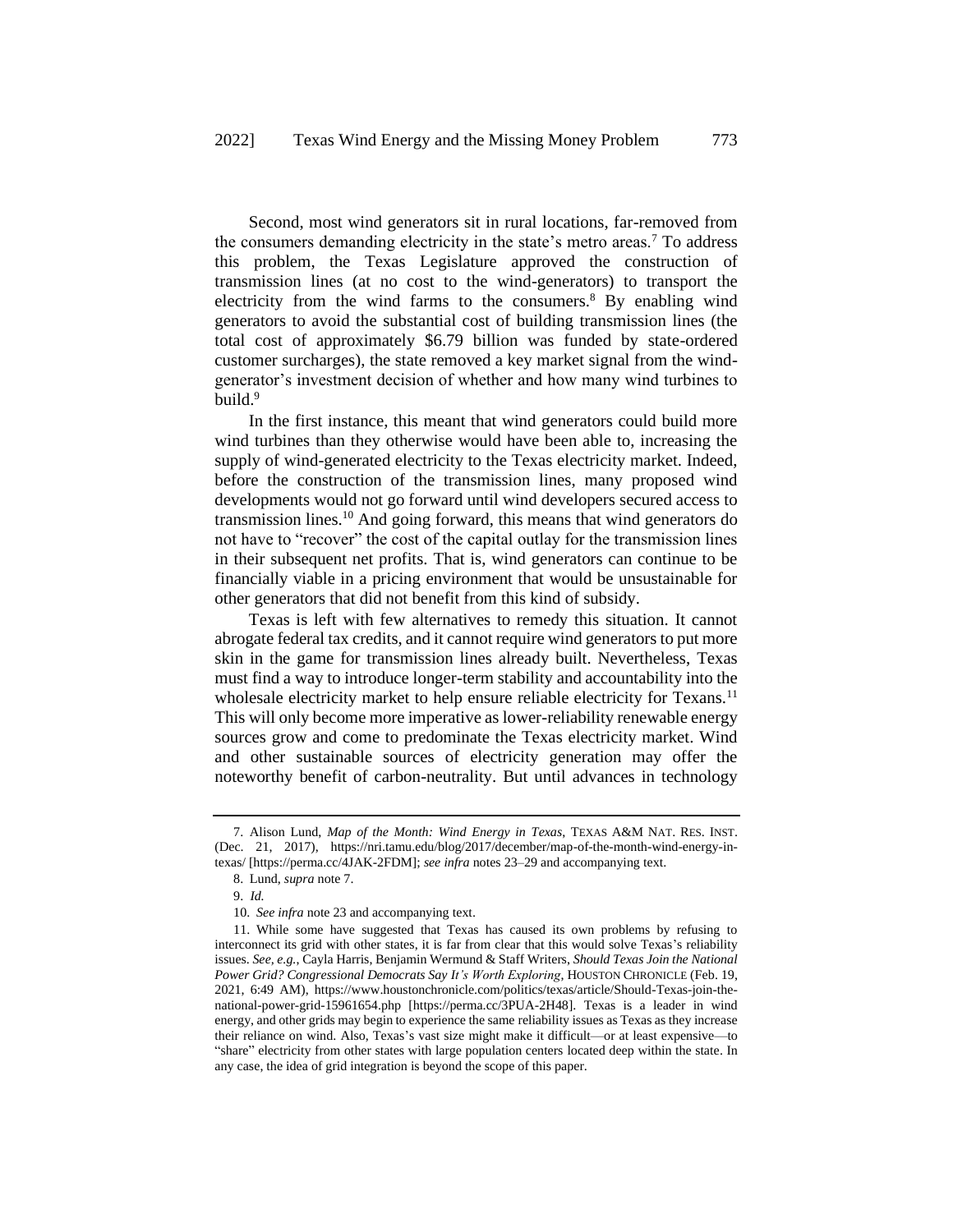Second, most wind generators sit in rural locations, far-removed from the consumers demanding electricity in the state's metro areas.[7] To address this problem, the Texas Legislature approved the construction of transmission lines (at no cost to the wind-generators) to transport the electricity from the wind farms to the consumers.[8] By enabling wind generators to avoid the substantial cost of building transmission lines (the total cost of approximately $6.79 billion was funded by state-ordered customer surcharges), the state removed a key market signal from the wind-generator's investment decision of whether and how many wind turbines to build.[9]

In the first instance, this meant that wind generators could build more wind turbines than they otherwise would have been able to, increasing the supply of wind-generated electricity to the Texas electricity market. Indeed, before the construction of the transmission lines, many proposed wind developments would not go forward until wind developers secured access to transmission lines.[10] And going forward, this means that wind generators do not have to "recover" the cost of the capital outlay for the transmission lines in their subsequent net profits. That is, wind generators can continue to be financially viable in a pricing environment that would be unsustainable for other generators that did not benefit from this kind of subsidy.

Texas is left with few alternatives to remedy this situation. It cannot abrogate federal tax credits, and it cannot require wind generators to put more skin in the game for transmission lines already built. Nevertheless, Texas must find a way to introduce longer-term stability and accountability into the wholesale electricity market to help ensure reliable electricity for Texans.[11] This will only become more imperative as lower-reliability renewable energy sources grow and come to predominate the Texas electricity market. Wind and other sustainable sources of electricity generation may offer the noteworthy benefit of carbon-neutrality. But until advances in technology

---

7. Alison Lund, *Map of the Month: Wind Energy in Texas*, TEXAS A&M NAT. RES. INST. (Dec. 21, 2017), https://nri.tamu.edu/blog/2017/december/map-of-the-month-wind-energy-in-texas/ [https://perma.cc/4JAK-2FDM]; *see infra* notes 23–29 and accompanying text.

8. Lund, *supra* note 7.

9. *Id.*

10. *See infra* note 23 and accompanying text.

11. While some have suggested that Texas has caused its own problems by refusing to interconnect its grid with other states, it is far from clear that this would solve Texas's reliability issues. *See, e.g.*, Cayla Harris, Benjamin Wermund & Staff Writers, *Should Texas Join the National Power Grid? Congressional Democrats Say It's Worth Exploring*, HOUSTON CHRONICLE (Feb. 19, 2021, 6:49 AM), https://www.houstonchronicle.com/politics/texas/article/Should-Texas-join-the-national-power-grid-15961654.php [https://perma.cc/3PUA-2H48]. Texas is a leader in wind energy, and other grids may begin to experience the same reliability issues as Texas as they increase their reliance on wind. Also, Texas's vast size might make it difficult—or at least expensive—to "share" electricity from other states with large population centers located deep within the state. In any case, the idea of grid integration is beyond the scope of this paper.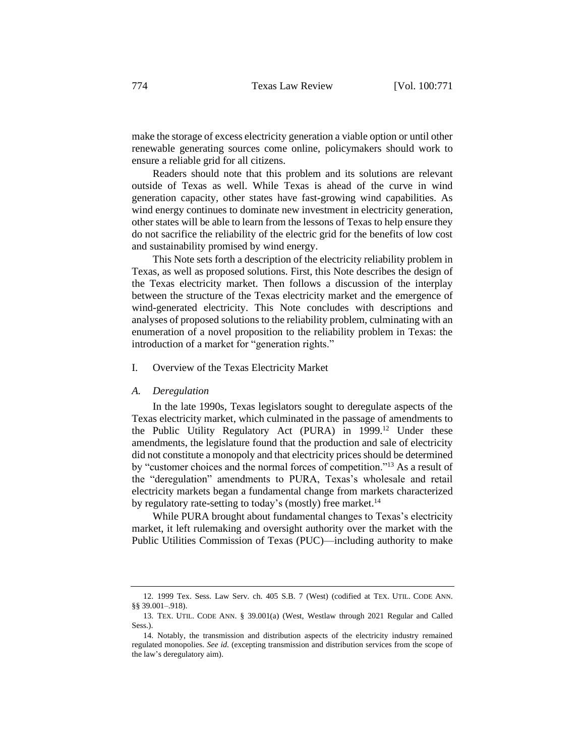make the storage of excess electricity generation a viable option or until other renewable generating sources come online, policymakers should work to ensure a reliable grid for all citizens.

Readers should note that this problem and its solutions are relevant outside of Texas as well. While Texas is ahead of the curve in wind generation capacity, other states have fast-growing wind capabilities. As wind energy continues to dominate new investment in electricity generation, other states will be able to learn from the lessons of Texas to help ensure they do not sacrifice the reliability of the electric grid for the benefits of low cost and sustainability promised by wind energy.

This Note sets forth a description of the electricity reliability problem in Texas, as well as proposed solutions. First, this Note describes the design of the Texas electricity market. Then follows a discussion of the interplay between the structure of the Texas electricity market and the emergence of wind-generated electricity. This Note concludes with descriptions and analyses of proposed solutions to the reliability problem, culminating with an enumeration of a novel proposition to the reliability problem in Texas: the introduction of a market for "generation rights."

## I. Overview of the Texas Electricity Market

### *A. Deregulation*

In the late 1990s, Texas legislators sought to deregulate aspects of the Texas electricity market, which culminated in the passage of amendments to the Public Utility Regulatory Act (PURA) in 1999.[12] Under these amendments, the legislature found that the production and sale of electricity did not constitute a monopoly and that electricity prices should be determined by "customer choices and the normal forces of competition."[13] As a result of the "deregulation" amendments to PURA, Texas's wholesale and retail electricity markets began a fundamental change from markets characterized by regulatory rate-setting to today's (mostly) free market.[14]

While PURA brought about fundamental changes to Texas's electricity market, it left rulemaking and oversight authority over the market with the Public Utilities Commission of Texas (PUC)—including authority to make

---

12. 1999 Tex. Sess. Law Serv. ch. 405 S.B. 7 (West) (codified at TEX. UTIL. CODE ANN. §§ 39.001–.918).

13. TEX. UTIL. CODE ANN. § 39.001(a) (West, Westlaw through 2021 Regular and Called Sess.).

14. Notably, the transmission and distribution aspects of the electricity industry remained regulated monopolies. *See id.* (excepting transmission and distribution services from the scope of the law's deregulatory aim).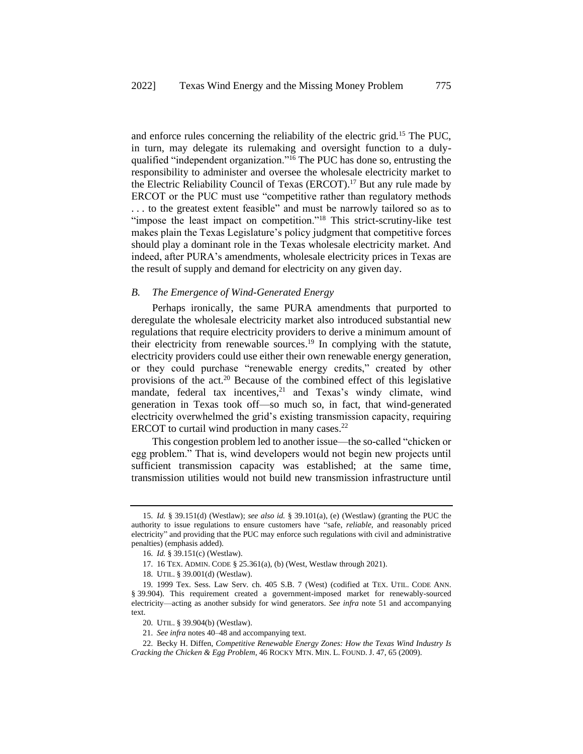and enforce rules concerning the reliability of the electric grid.[15] The PUC, in turn, may delegate its rulemaking and oversight function to a duly-qualified "independent organization."[16] The PUC has done so, entrusting the responsibility to administer and oversee the wholesale electricity market to the Electric Reliability Council of Texas (ERCOT).[17] But any rule made by ERCOT or the PUC must use "competitive rather than regulatory methods . . . to the greatest extent feasible" and must be narrowly tailored so as to "impose the least impact on competition."[18] This strict-scrutiny-like test makes plain the Texas Legislature's policy judgment that competitive forces should play a dominant role in the Texas wholesale electricity market. And indeed, after PURA's amendments, wholesale electricity prices in Texas are the result of supply and demand for electricity on any given day.

### *B. The Emergence of Wind-Generated Energy*

Perhaps ironically, the same PURA amendments that purported to deregulate the wholesale electricity market also introduced substantial new regulations that require electricity providers to derive a minimum amount of their electricity from renewable sources.[19] In complying with the statute, electricity providers could use either their own renewable energy generation, or they could purchase "renewable energy credits," created by other provisions of the act.[20] Because of the combined effect of this legislative mandate, federal tax incentives,[21] and Texas's windy climate, wind generation in Texas took off—so much so, in fact, that wind-generated electricity overwhelmed the grid's existing transmission capacity, requiring ERCOT to curtail wind production in many cases.[22]

This congestion problem led to another issue—the so-called "chicken or egg problem." That is, wind developers would not begin new projects until sufficient transmission capacity was established; at the same time, transmission utilities would not build new transmission infrastructure until

---

15. *Id.* § 39.151(d) (Westlaw); *see also id.* § 39.101(a), (e) (Westlaw) (granting the PUC the authority to issue regulations to ensure customers have "safe, *reliable*, and reasonably priced electricity" and providing that the PUC may enforce such regulations with civil and administrative penalties) (emphasis added).

16. *Id.* § 39.151(c) (Westlaw).

17. 16 TEX. ADMIN. CODE § 25.361(a), (b) (West, Westlaw through 2021).

18. UTIL. § 39.001(d) (Westlaw).

19. 1999 Tex. Sess. Law Serv. ch. 405 S.B. 7 (West) (codified at TEX. UTIL. CODE ANN. § 39.904). This requirement created a government-imposed market for renewably-sourced electricity—acting as another subsidy for wind generators. *See infra* note 51 and accompanying text.

20. UTIL. § 39.904(b) (Westlaw).

21. *See infra* notes 40–48 and accompanying text.

22. Becky H. Diffen, *Competitive Renewable Energy Zones: How the Texas Wind Industry Is Cracking the Chicken & Egg Problem*, 46 ROCKY MTN. MIN. L. FOUND. J. 47, 65 (2009).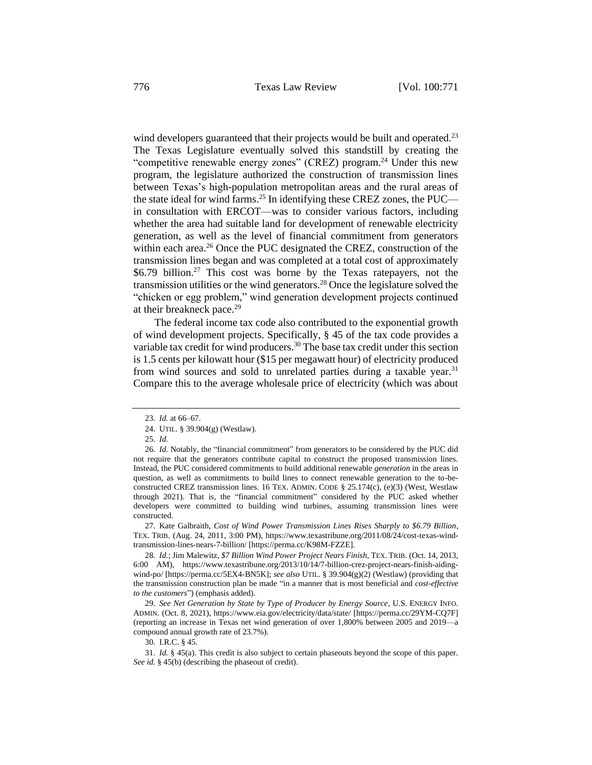wind developers guaranteed that their projects would be built and operated.[23] The Texas Legislature eventually solved this standstill by creating the "competitive renewable energy zones" (CREZ) program.[24] Under this new program, the legislature authorized the construction of transmission lines between Texas's high-population metropolitan areas and the rural areas of the state ideal for wind farms.[25] In identifying these CREZ zones, the PUC—in consultation with ERCOT—was to consider various factors, including whether the area had suitable land for development of renewable electricity generation, as well as the level of financial commitment from generators within each area.[26] Once the PUC designated the CREZ, construction of the transmission lines began and was completed at a total cost of approximately \$6.79 billion.[27] This cost was borne by the Texas ratepayers, not the transmission utilities or the wind generators.[28] Once the legislature solved the "chicken or egg problem," wind generation development projects continued at their breakneck pace.[29]

The federal income tax code also contributed to the exponential growth of wind development projects. Specifically, § 45 of the tax code provides a variable tax credit for wind producers.[30] The base tax credit under this section is 1.5 cents per kilowatt hour (\$15 per megawatt hour) of electricity produced from wind sources and sold to unrelated parties during a taxable year.[31] Compare this to the average wholesale price of electricity (which was about

---

23. *Id.* at 66–67.

24. UTIL. § 39.904(g) (Westlaw).

25. *Id.*

26. *Id.* Notably, the "financial commitment" from generators to be considered by the PUC did not require that the generators contribute capital to construct the proposed transmission lines. Instead, the PUC considered commitments to build additional renewable *generation* in the areas in question, as well as commitments to build lines to connect renewable generation to the to-be-constructed CREZ transmission lines. 16 TEX. ADMIN. CODE § 25.174(c), (e)(3) (West, Westlaw through 2021). That is, the "financial commitment" considered by the PUC asked whether developers were committed to building wind turbines, assuming transmission lines were constructed.

27. Kate Galbraith, *Cost of Wind Power Transmission Lines Rises Sharply to \$6.79 Billion*, TEX. TRIB. (Aug. 24, 2011, 3:00 PM), https://www.texastribune.org/2011/08/24/cost-texas-wind-transmission-lines-nears-7-billion/ [https://perma.cc/K98M-FZZE].

28. *Id.*; Jim Malewitz, *\$7 Billion Wind Power Project Nears Finish*, TEX. TRIB. (Oct. 14, 2013, 6:00 AM), https://www.texastribune.org/2013/10/14/7-billion-crez-project-nears-finish-aiding-wind-po/ [https://perma.cc/5EX4-BN5K]; *see also* UTIL. § 39.904(g)(2) (Westlaw) (providing that the transmission construction plan be made "in a manner that is most beneficial and *cost-effective to the customers*") (emphasis added).

29. *See Net Generation by State by Type of Producer by Energy Source*, U.S. ENERGY INFO. ADMIN. (Oct. 8, 2021), https://www.eia.gov/electricity/data/state/ [https://perma.cc/29YM-CQ7F] (reporting an increase in Texas net wind generation of over 1,800% between 2005 and 2019—a compound annual growth rate of 23.7%).

30. I.R.C. § 45.

31. *Id.* § 45(a). This credit is also subject to certain phaseouts beyond the scope of this paper. *See id.* § 45(b) (describing the phaseout of credit).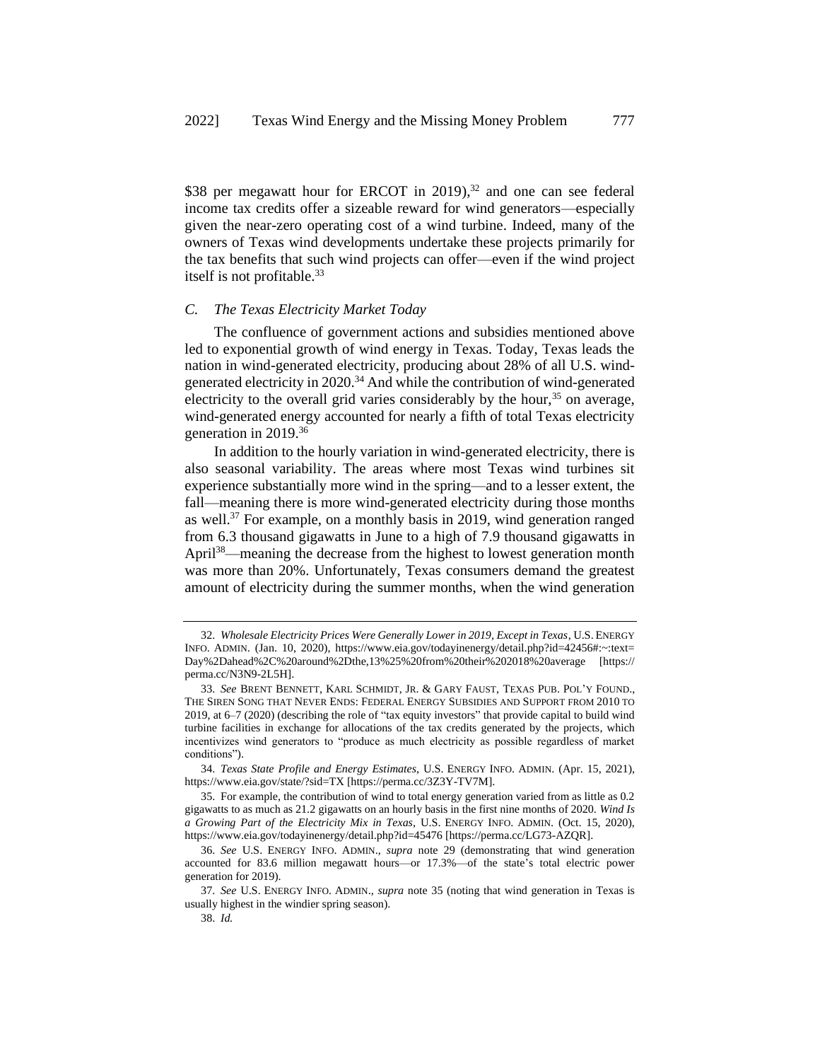$38 per megawatt hour for ERCOT in 2019),[32] and one can see federal income tax credits offer a sizeable reward for wind generators—especially given the near-zero operating cost of a wind turbine. Indeed, many of the owners of Texas wind developments undertake these projects primarily for the tax benefits that such wind projects can offer—even if the wind project itself is not profitable.[33]

### *C. The Texas Electricity Market Today*

The confluence of government actions and subsidies mentioned above led to exponential growth of wind energy in Texas. Today, Texas leads the nation in wind-generated electricity, producing about 28% of all U.S. wind-generated electricity in 2020.[34] And while the contribution of wind-generated electricity to the overall grid varies considerably by the hour,[35] on average, wind-generated energy accounted for nearly a fifth of total Texas electricity generation in 2019.[36]

In addition to the hourly variation in wind-generated electricity, there is also seasonal variability. The areas where most Texas wind turbines sit experience substantially more wind in the spring—and to a lesser extent, the fall—meaning there is more wind-generated electricity during those months as well.[37] For example, on a monthly basis in 2019, wind generation ranged from 6.3 thousand gigawatts in June to a high of 7.9 thousand gigawatts in April[38]—meaning the decrease from the highest to lowest generation month was more than 20%. Unfortunately, Texas consumers demand the greatest amount of electricity during the summer months, when the wind generation

---

32. *Wholesale Electricity Prices Were Generally Lower in 2019, Except in Texas*, U.S. ENERGY INFO. ADMIN. (Jan. 10, 2020), https://www.eia.gov/todayinenergy/detail.php?id=42456#:~:text=Day%2Dahead%2C%20around%2Dthe,13%25%20from%20their%202018%20average [https://perma.cc/N3N9-2L5H].

33. *See* BRENT BENNETT, KARL SCHMIDT, JR. & GARY FAUST, TEXAS PUB. POL'Y FOUND., THE SIREN SONG THAT NEVER ENDS: FEDERAL ENERGY SUBSIDIES AND SUPPORT FROM 2010 TO 2019, at 6–7 (2020) (describing the role of "tax equity investors" that provide capital to build wind turbine facilities in exchange for allocations of the tax credits generated by the projects, which incentivizes wind generators to "produce as much electricity as possible regardless of market conditions").

34. *Texas State Profile and Energy Estimates*, U.S. ENERGY INFO. ADMIN. (Apr. 15, 2021), https://www.eia.gov/state/?sid=TX [https://perma.cc/3Z3Y-TV7M].

35. For example, the contribution of wind to total energy generation varied from as little as 0.2 gigawatts to as much as 21.2 gigawatts on an hourly basis in the first nine months of 2020. *Wind Is a Growing Part of the Electricity Mix in Texas*, U.S. ENERGY INFO. ADMIN. (Oct. 15, 2020), https://www.eia.gov/todayinenergy/detail.php?id=45476 [https://perma.cc/LG73-AZQR].

36. *See* U.S. ENERGY INFO. ADMIN., *supra* note 29 (demonstrating that wind generation accounted for 83.6 million megawatt hours—or 17.3%—of the state's total electric power generation for 2019).

37. *See* U.S. ENERGY INFO. ADMIN., *supra* note 35 (noting that wind generation in Texas is usually highest in the windier spring season).

38. *Id.*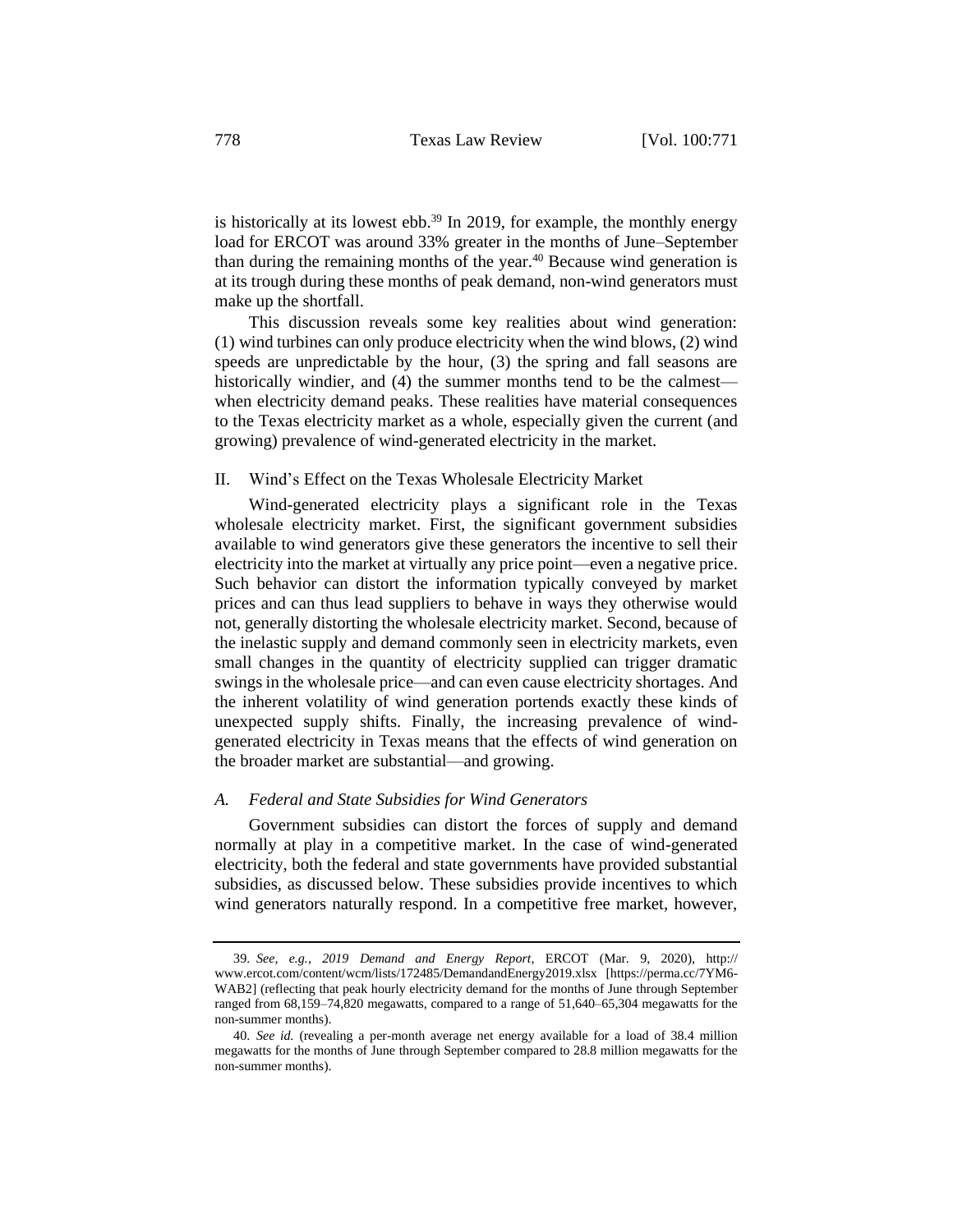is historically at its lowest ebb.[39] In 2019, for example, the monthly energy load for ERCOT was around 33% greater in the months of June–September than during the remaining months of the year.[40] Because wind generation is at its trough during these months of peak demand, non-wind generators must make up the shortfall.

This discussion reveals some key realities about wind generation: (1) wind turbines can only produce electricity when the wind blows, (2) wind speeds are unpredictable by the hour, (3) the spring and fall seasons are historically windier, and (4) the summer months tend to be the calmest—when electricity demand peaks. These realities have material consequences to the Texas electricity market as a whole, especially given the current (and growing) prevalence of wind-generated electricity in the market.

## II. Wind's Effect on the Texas Wholesale Electricity Market

Wind-generated electricity plays a significant role in the Texas wholesale electricity market. First, the significant government subsidies available to wind generators give these generators the incentive to sell their electricity into the market at virtually any price point—even a negative price. Such behavior can distort the information typically conveyed by market prices and can thus lead suppliers to behave in ways they otherwise would not, generally distorting the wholesale electricity market. Second, because of the inelastic supply and demand commonly seen in electricity markets, even small changes in the quantity of electricity supplied can trigger dramatic swings in the wholesale price—and can even cause electricity shortages. And the inherent volatility of wind generation portends exactly these kinds of unexpected supply shifts. Finally, the increasing prevalence of wind-generated electricity in Texas means that the effects of wind generation on the broader market are substantial—and growing.

### *A. Federal and State Subsidies for Wind Generators*

Government subsidies can distort the forces of supply and demand normally at play in a competitive market. In the case of wind-generated electricity, both the federal and state governments have provided substantial subsidies, as discussed below. These subsidies provide incentives to which wind generators naturally respond. In a competitive free market, however,

---

39. *See, e.g.*, *2019 Demand and Energy Report*, ERCOT (Mar. 9, 2020), http://www.ercot.com/content/wcm/lists/172485/DemandandEnergy2019.xlsx [https://perma.cc/7YM6-WAB2] (reflecting that peak hourly electricity demand for the months of June through September ranged from 68,159–74,820 megawatts, compared to a range of 51,640–65,304 megawatts for the non-summer months).

40. *See id.* (revealing a per-month average net energy available for a load of 38.4 million megawatts for the months of June through September compared to 28.8 million megawatts for the non-summer months).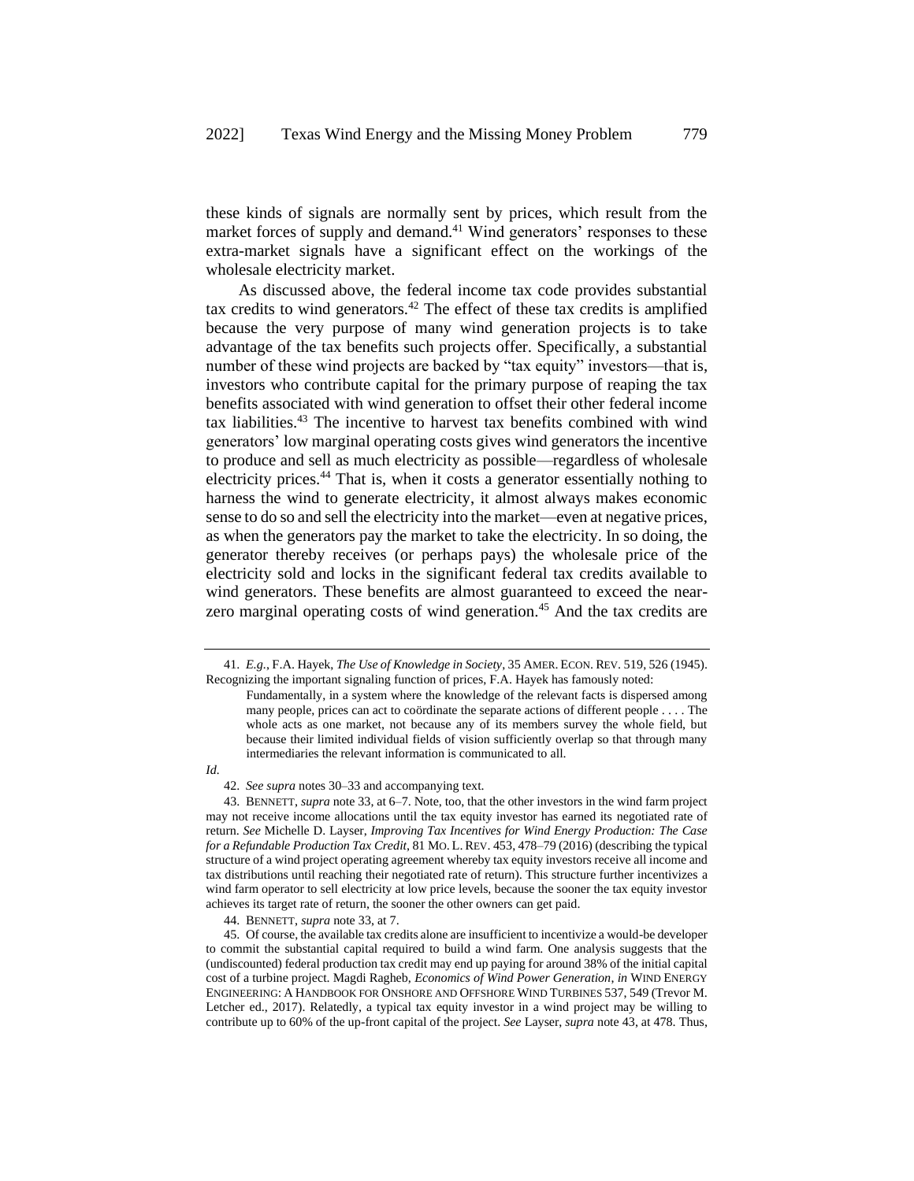these kinds of signals are normally sent by prices, which result from the market forces of supply and demand.[41] Wind generators' responses to these extra-market signals have a significant effect on the workings of the wholesale electricity market.

As discussed above, the federal income tax code provides substantial tax credits to wind generators.[42] The effect of these tax credits is amplified because the very purpose of many wind generation projects is to take advantage of the tax benefits such projects offer. Specifically, a substantial number of these wind projects are backed by "tax equity" investors—that is, investors who contribute capital for the primary purpose of reaping the tax benefits associated with wind generation to offset their other federal income tax liabilities.[43] The incentive to harvest tax benefits combined with wind generators' low marginal operating costs gives wind generators the incentive to produce and sell as much electricity as possible—regardless of wholesale electricity prices.[44] That is, when it costs a generator essentially nothing to harness the wind to generate electricity, it almost always makes economic sense to do so and sell the electricity into the market—even at negative prices, as when the generators pay the market to take the electricity. In so doing, the generator thereby receives (or perhaps pays) the wholesale price of the electricity sold and locks in the significant federal tax credits available to wind generators. These benefits are almost guaranteed to exceed the near-zero marginal operating costs of wind generation.[45] And the tax credits are

---

41. *E.g.*, F.A. Hayek, *The Use of Knowledge in Society*, 35 AMER. ECON. REV. 519, 526 (1945). Recognizing the important signaling function of prices, F.A. Hayek has famously noted:

> Fundamentally, in a system where the knowledge of the relevant facts is dispersed among many people, prices can act to coördinate the separate actions of different people . . . . The whole acts as one market, not because any of its members survey the whole field, but because their limited individual fields of vision sufficiently overlap so that through many intermediaries the relevant information is communicated to all.

*Id.*

42. *See supra* notes 30–33 and accompanying text.

43. BENNETT, *supra* note 33, at 6–7. Note, too, that the other investors in the wind farm project may not receive income allocations until the tax equity investor has earned its negotiated rate of return. *See* Michelle D. Layser, *Improving Tax Incentives for Wind Energy Production: The Case for a Refundable Production Tax Credit*, 81 MO. L. REV. 453, 478–79 (2016) (describing the typical structure of a wind project operating agreement whereby tax equity investors receive all income and tax distributions until reaching their negotiated rate of return). This structure further incentivizes a wind farm operator to sell electricity at low price levels, because the sooner the tax equity investor achieves its target rate of return, the sooner the other owners can get paid.

44. BENNETT, *supra* note 33, at 7.

45. Of course, the available tax credits alone are insufficient to incentivize a would-be developer to commit the substantial capital required to build a wind farm. One analysis suggests that the (undiscounted) federal production tax credit may end up paying for around 38% of the initial capital cost of a turbine project. Magdi Ragheb, *Economics of Wind Power Generation*, *in* WIND ENERGY ENGINEERING: A HANDBOOK FOR ONSHORE AND OFFSHORE WIND TURBINES 537, 549 (Trevor M. Letcher ed., 2017). Relatedly, a typical tax equity investor in a wind project may be willing to contribute up to 60% of the up-front capital of the project. *See* Layser, *supra* note 43, at 478. Thus,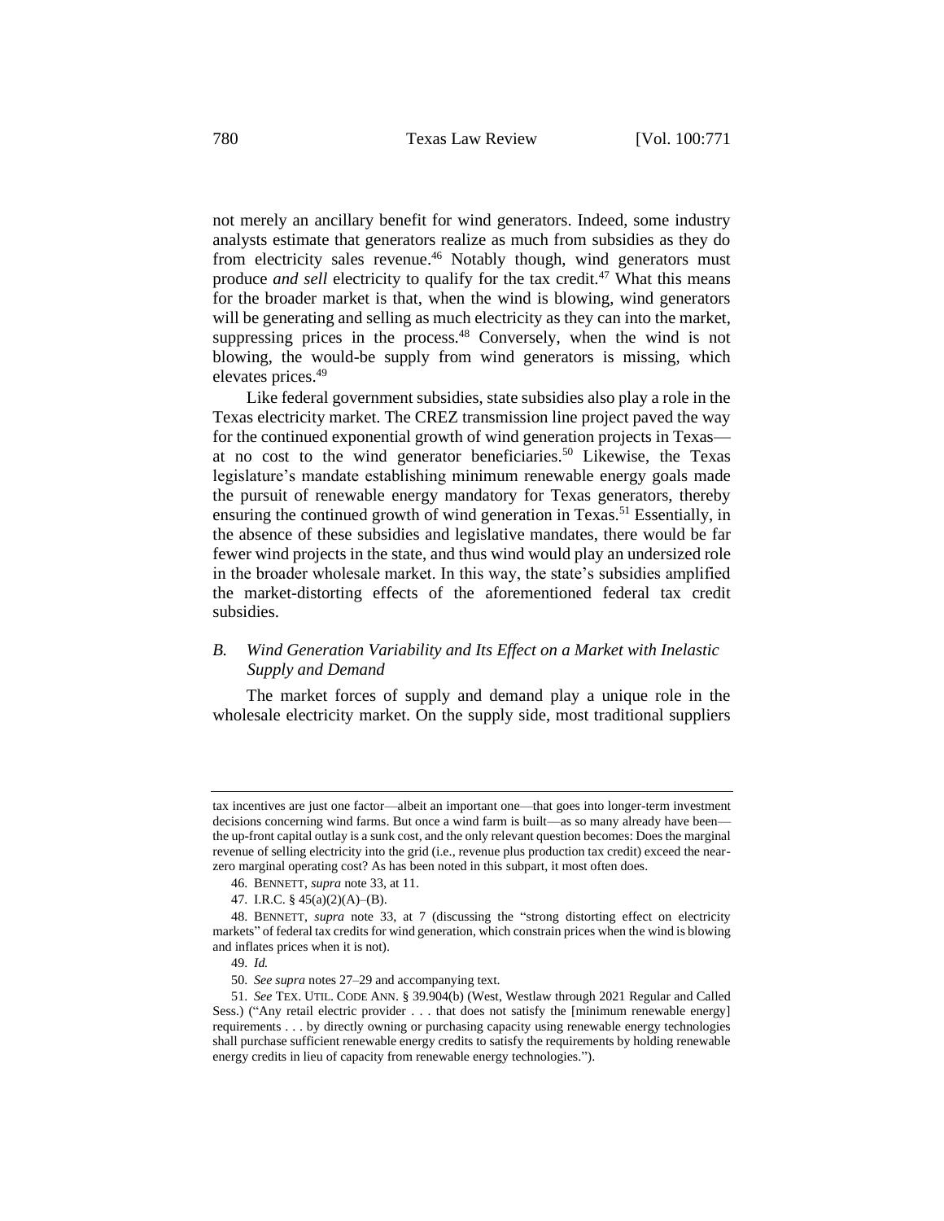not merely an ancillary benefit for wind generators. Indeed, some industry analysts estimate that generators realize as much from subsidies as they do from electricity sales revenue.[46] Notably though, wind generators must produce *and sell* electricity to qualify for the tax credit.[47] What this means for the broader market is that, when the wind is blowing, wind generators will be generating and selling as much electricity as they can into the market, suppressing prices in the process.[48] Conversely, when the wind is not blowing, the would-be supply from wind generators is missing, which elevates prices.[49]

Like federal government subsidies, state subsidies also play a role in the Texas electricity market. The CREZ transmission line project paved the way for the continued exponential growth of wind generation projects in Texas—at no cost to the wind generator beneficiaries.[50] Likewise, the Texas legislature's mandate establishing minimum renewable energy goals made the pursuit of renewable energy mandatory for Texas generators, thereby ensuring the continued growth of wind generation in Texas.[51] Essentially, in the absence of these subsidies and legislative mandates, there would be far fewer wind projects in the state, and thus wind would play an undersized role in the broader wholesale market. In this way, the state's subsidies amplified the market-distorting effects of the aforementioned federal tax credit subsidies.

### B. *Wind Generation Variability and Its Effect on a Market with Inelastic Supply and Demand*

The market forces of supply and demand play a unique role in the wholesale electricity market. On the supply side, most traditional suppliers

---

tax incentives are just one factor—albeit an important one—that goes into longer-term investment decisions concerning wind farms. But once a wind farm is built—as so many already have been—the up-front capital outlay is a sunk cost, and the only relevant question becomes: Does the marginal revenue of selling electricity into the grid (i.e., revenue plus production tax credit) exceed the near-zero marginal operating cost? As has been noted in this subpart, it most often does.

46. BENNETT, *supra* note 33, at 11.

47. I.R.C. § 45(a)(2)(A)–(B).

48. BENNETT, *supra* note 33, at 7 (discussing the "strong distorting effect on electricity markets" of federal tax credits for wind generation, which constrain prices when the wind is blowing and inflates prices when it is not).

49. *Id.*

50. *See supra* notes 27–29 and accompanying text.

51. *See* TEX. UTIL. CODE ANN. § 39.904(b) (West, Westlaw through 2021 Regular and Called Sess.) ("Any retail electric provider . . . that does not satisfy the [minimum renewable energy] requirements . . . by directly owning or purchasing capacity using renewable energy technologies shall purchase sufficient renewable energy credits to satisfy the requirements by holding renewable energy credits in lieu of capacity from renewable energy technologies.").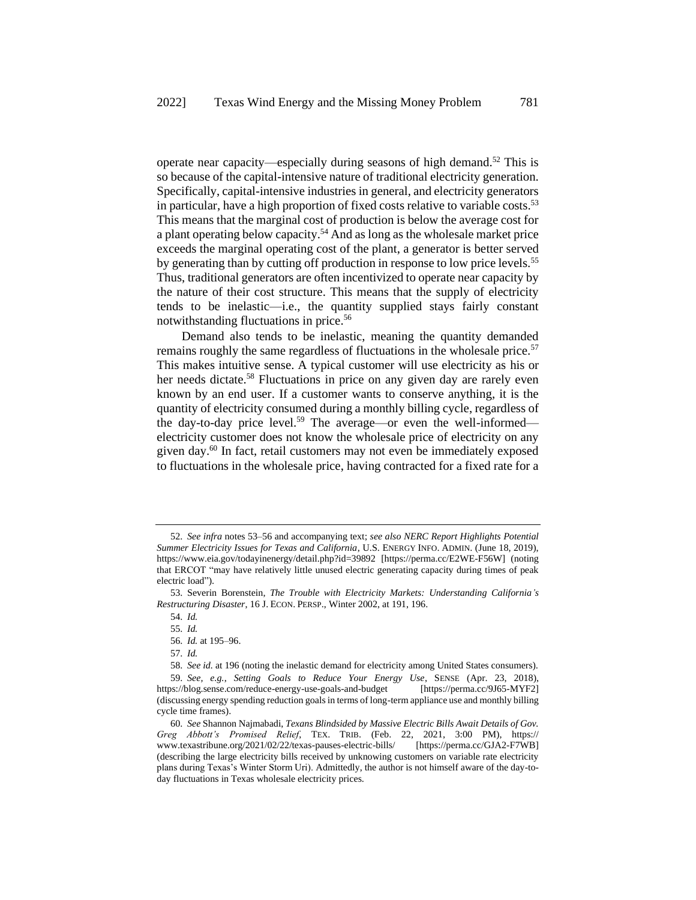operate near capacity—especially during seasons of high demand.[52] This is so because of the capital-intensive nature of traditional electricity generation. Specifically, capital-intensive industries in general, and electricity generators in particular, have a high proportion of fixed costs relative to variable costs.[53] This means that the marginal cost of production is below the average cost for a plant operating below capacity.[54] And as long as the wholesale market price exceeds the marginal operating cost of the plant, a generator is better served by generating than by cutting off production in response to low price levels.[55] Thus, traditional generators are often incentivized to operate near capacity by the nature of their cost structure. This means that the supply of electricity tends to be inelastic—i.e., the quantity supplied stays fairly constant notwithstanding fluctuations in price.[56]

Demand also tends to be inelastic, meaning the quantity demanded remains roughly the same regardless of fluctuations in the wholesale price.[57] This makes intuitive sense. A typical customer will use electricity as his or her needs dictate.[58] Fluctuations in price on any given day are rarely even known by an end user. If a customer wants to conserve anything, it is the quantity of electricity consumed during a monthly billing cycle, regardless of the day-to-day price level.[59] The average—or even the well-informed—electricity customer does not know the wholesale price of electricity on any given day.[60] In fact, retail customers may not even be immediately exposed to fluctuations in the wholesale price, having contracted for a fixed rate for a

---

52. *See infra* notes 53–56 and accompanying text; *see also NERC Report Highlights Potential Summer Electricity Issues for Texas and California*, U.S. ENERGY INFO. ADMIN. (June 18, 2019), https://www.eia.gov/todayinenergy/detail.php?id=39892 [https://perma.cc/E2WE-F56W] (noting that ERCOT "may have relatively little unused electric generating capacity during times of peak electric load").

53. Severin Borenstein, *The Trouble with Electricity Markets: Understanding California's Restructuring Disaster*, 16 J. ECON. PERSP., Winter 2002, at 191, 196.

54. *Id.*

55. *Id.*

56. *Id.* at 195–96.

57. *Id.*

58. *See id.* at 196 (noting the inelastic demand for electricity among United States consumers).

59. *See, e.g.*, *Setting Goals to Reduce Your Energy Use*, SENSE (Apr. 23, 2018), https://blog.sense.com/reduce-energy-use-goals-and-budget [https://perma.cc/9J65-MYF2] (discussing energy spending reduction goals in terms of long-term appliance use and monthly billing cycle time frames).

60. *See* Shannon Najmabadi, *Texans Blindsided by Massive Electric Bills Await Details of Gov. Greg Abbott's Promised Relief*, TEX. TRIB. (Feb. 22, 2021, 3:00 PM), https://www.texastribune.org/2021/02/22/texas-pauses-electric-bills/ [https://perma.cc/GJA2-F7WB] (describing the large electricity bills received by unknowing customers on variable rate electricity plans during Texas's Winter Storm Uri). Admittedly, the author is not himself aware of the day-to-day fluctuations in Texas wholesale electricity prices.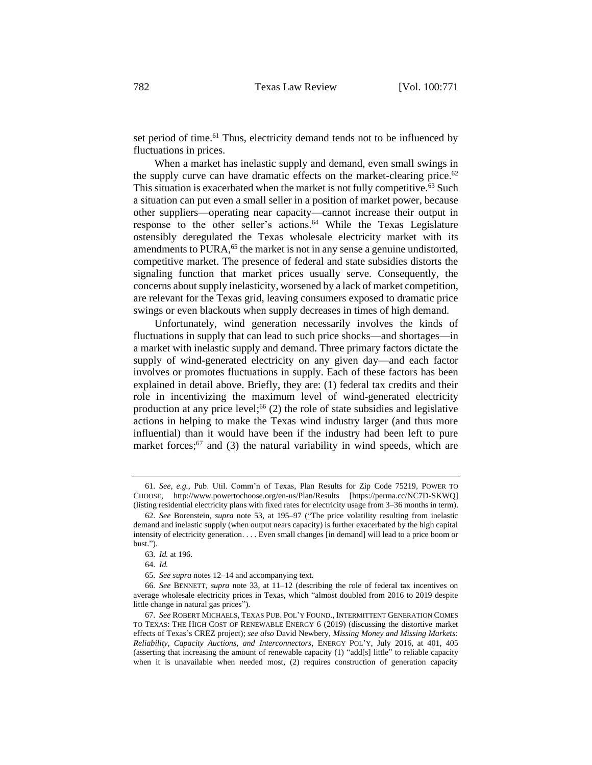set period of time.[61] Thus, electricity demand tends not to be influenced by fluctuations in prices.

When a market has inelastic supply and demand, even small swings in the supply curve can have dramatic effects on the market-clearing price.[62] This situation is exacerbated when the market is not fully competitive.[63] Such a situation can put even a small seller in a position of market power, because other suppliers—operating near capacity—cannot increase their output in response to the other seller's actions.[64] While the Texas Legislature ostensibly deregulated the Texas wholesale electricity market with its amendments to PURA,[65] the market is not in any sense a genuine undistorted, competitive market. The presence of federal and state subsidies distorts the signaling function that market prices usually serve. Consequently, the concerns about supply inelasticity, worsened by a lack of market competition, are relevant for the Texas grid, leaving consumers exposed to dramatic price swings or even blackouts when supply decreases in times of high demand.

Unfortunately, wind generation necessarily involves the kinds of fluctuations in supply that can lead to such price shocks—and shortages—in a market with inelastic supply and demand. Three primary factors dictate the supply of wind-generated electricity on any given day—and each factor involves or promotes fluctuations in supply. Each of these factors has been explained in detail above. Briefly, they are: (1) federal tax credits and their role in incentivizing the maximum level of wind-generated electricity production at any price level;[66] (2) the role of state subsidies and legislative actions in helping to make the Texas wind industry larger (and thus more influential) than it would have been if the industry had been left to pure market forces;[67] and (3) the natural variability in wind speeds, which are

---

61. *See, e.g.*, Pub. Util. Comm'n of Texas, Plan Results for Zip Code 75219, POWER TO CHOOSE, http://www.powertochoose.org/en-us/Plan/Results [https://perma.cc/NC7D-SKWQ] (listing residential electricity plans with fixed rates for electricity usage from 3–36 months in term).

62. *See* Borenstein, *supra* note 53, at 195–97 ("The price volatility resulting from inelastic demand and inelastic supply (when output nears capacity) is further exacerbated by the high capital intensity of electricity generation. . . . Even small changes [in demand] will lead to a price boom or bust.").

63. *Id.* at 196.

64. *Id.*

65. *See supra* notes 12–14 and accompanying text.

66. *See* BENNETT, *supra* note 33, at 11–12 (describing the role of federal tax incentives on average wholesale electricity prices in Texas, which "almost doubled from 2016 to 2019 despite little change in natural gas prices").

67. *See* ROBERT MICHAELS, TEXAS PUB. POL'Y FOUND., INTERMITTENT GENERATION COMES TO TEXAS: THE HIGH COST OF RENEWABLE ENERGY 6 (2019) (discussing the distortive market effects of Texas's CREZ project); *see also* David Newbery, *Missing Money and Missing Markets: Reliability, Capacity Auctions, and Interconnectors*, ENERGY POL'Y, July 2016, at 401, 405 (asserting that increasing the amount of renewable capacity (1) "add[s] little" to reliable capacity when it is unavailable when needed most, (2) requires construction of generation capacity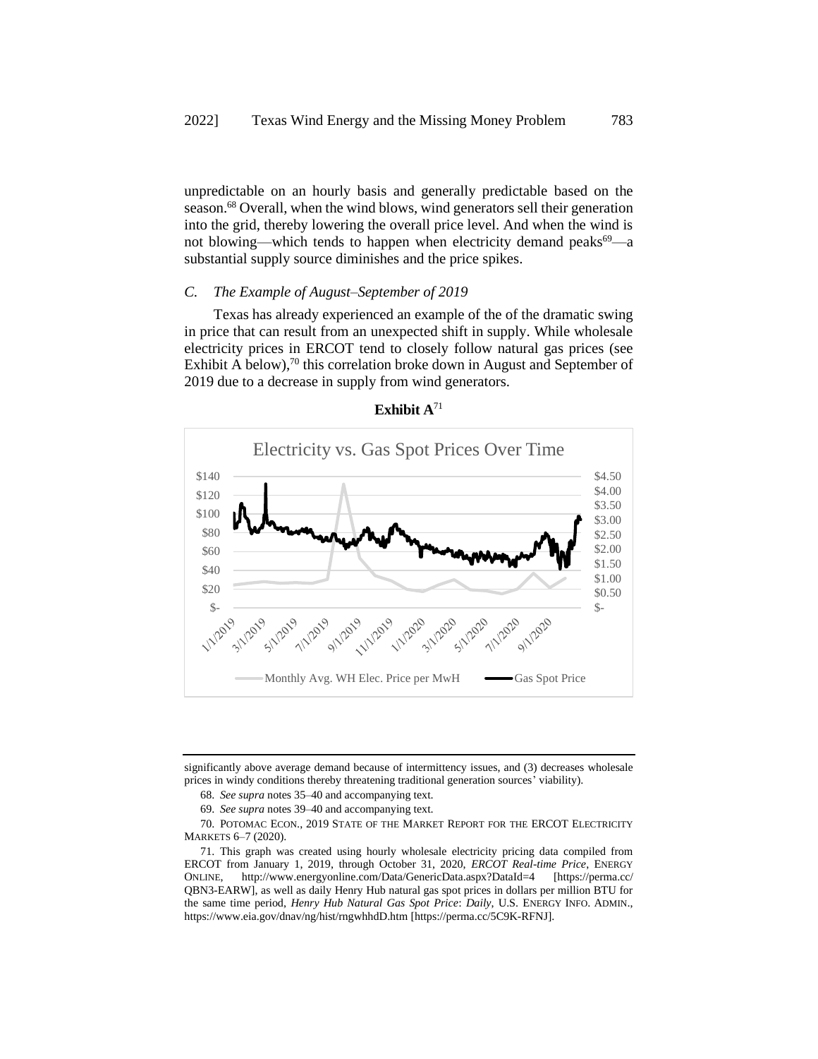unpredictable on an hourly basis and generally predictable based on the season.[68] Overall, when the wind blows, wind generators sell their generation into the grid, thereby lowering the overall price level. And when the wind is not blowing—which tends to happen when electricity demand peaks[69]—a substantial supply source diminishes and the price spikes.

### *C. The Example of August–September of 2019*

Texas has already experienced an example of the of the dramatic swing in price that can result from an unexpected shift in supply. While wholesale electricity prices in ERCOT tend to closely follow natural gas prices (see Exhibit A below),[70] this correlation broke down in August and September of 2019 due to a decrease in supply from wind generators.

**Exhibit A**[71]

Electricity vs. Gas Spot Prices Over Time

$140
$120
$100
$80
$60
$40
$20
$-

$4.50
$4.00
$3.50
$3.00
$2.50
$2.00
$1.50
$1.00
$0.50
$-

1/1/2019 3/1/2019 5/1/2019 7/1/2019 9/1/2019 11/1/2019 1/1/2020 3/1/2020 5/1/2020 7/1/2020 9/1/2020

Monthly Avg. WH Elec. Price per MwH
Gas Spot Price

---

significantly above average demand because of intermittency issues, and (3) decreases wholesale prices in windy conditions thereby threatening traditional generation sources' viability).

68. *See supra* notes 35–40 and accompanying text.

69. *See supra* notes 39–40 and accompanying text.

70. POTOMAC ECON., 2019 STATE OF THE MARKET REPORT FOR THE ERCOT ELECTRICITY MARKETS 6–7 (2020).

71. This graph was created using hourly wholesale electricity pricing data compiled from ERCOT from January 1, 2019, through October 31, 2020, *ERCOT Real-time Price*, ENERGY ONLINE, http://www.energyonline.com/Data/GenericData.aspx?DataId=4 [https://perma.cc/QBN3-EARW], as well as daily Henry Hub natural gas spot prices in dollars per million BTU for the same time period, *Henry Hub Natural Gas Spot Price*: *Daily*, U.S. ENERGY INFO. ADMIN., https://www.eia.gov/dnav/ng/hist/rngwhhdD.htm [https://perma.cc/5C9K-RFNJ].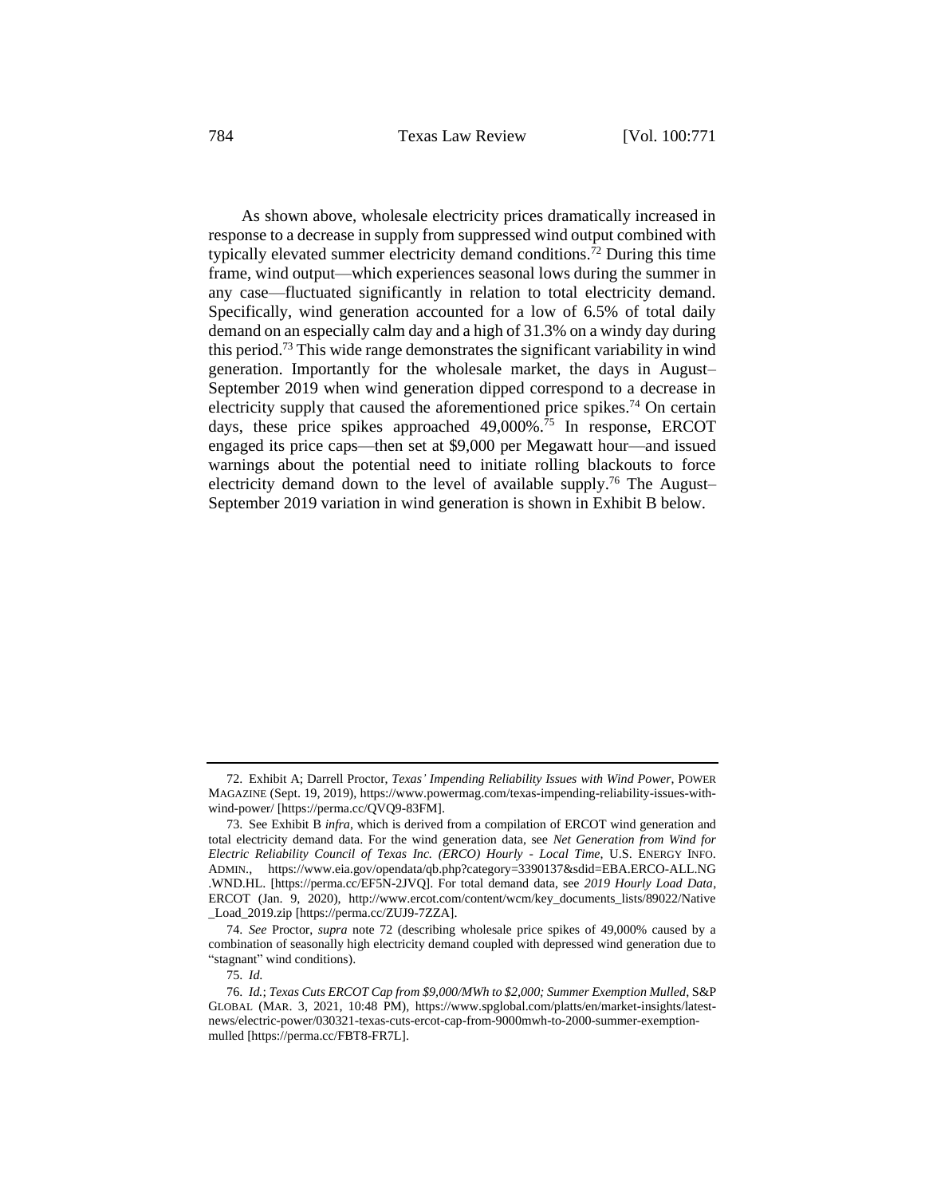As shown above, wholesale electricity prices dramatically increased in response to a decrease in supply from suppressed wind output combined with typically elevated summer electricity demand conditions.[72] During this time frame, wind output—which experiences seasonal lows during the summer in any case—fluctuated significantly in relation to total electricity demand. Specifically, wind generation accounted for a low of 6.5% of total daily demand on an especially calm day and a high of 31.3% on a windy day during this period.[73] This wide range demonstrates the significant variability in wind generation. Importantly for the wholesale market, the days in August–September 2019 when wind generation dipped correspond to a decrease in electricity supply that caused the aforementioned price spikes.[74] On certain days, these price spikes approached 49,000%.[75] In response, ERCOT engaged its price caps—then set at $9,000 per Megawatt hour—and issued warnings about the potential need to initiate rolling blackouts to force electricity demand down to the level of available supply.[76] The August–September 2019 variation in wind generation is shown in Exhibit B below.

---

72. Exhibit A; Darrell Proctor, *Texas' Impending Reliability Issues with Wind Power*, POWER MAGAZINE (Sept. 19, 2019), https://www.powermag.com/texas-impending-reliability-issues-with-wind-power/ [https://perma.cc/QVQ9-83FM].

73. See Exhibit B *infra*, which is derived from a compilation of ERCOT wind generation and total electricity demand data. For the wind generation data, see *Net Generation from Wind for Electric Reliability Council of Texas Inc. (ERCO) Hourly - Local Time*, U.S. ENERGY INFO. ADMIN., https://www.eia.gov/opendata/qb.php?category=3390137&sdid=EBA.ERCO-ALL.NG.WND.HL. [https://perma.cc/EF5N-2JVQ]. For total demand data, see *2019 Hourly Load Data*, ERCOT (Jan. 9, 2020), http://www.ercot.com/content/wcm/key_documents_lists/89022/Native_Load_2019.zip [https://perma.cc/ZUJ9-7ZZA].

74. *See* Proctor, *supra* note 72 (describing wholesale price spikes of 49,000% caused by a combination of seasonally high electricity demand coupled with depressed wind generation due to "stagnant" wind conditions).

75. *Id.*

76. *Id.*; *Texas Cuts ERCOT Cap from $9,000/MWh to $2,000; Summer Exemption Mulled*, S&P GLOBAL (MAR. 3, 2021, 10:48 PM), https://www.spglobal.com/platts/en/market-insights/latest-news/electric-power/030321-texas-cuts-ercot-cap-from-9000mwh-to-2000-summer-exemption-mulled [https://perma.cc/FBT8-FR7L].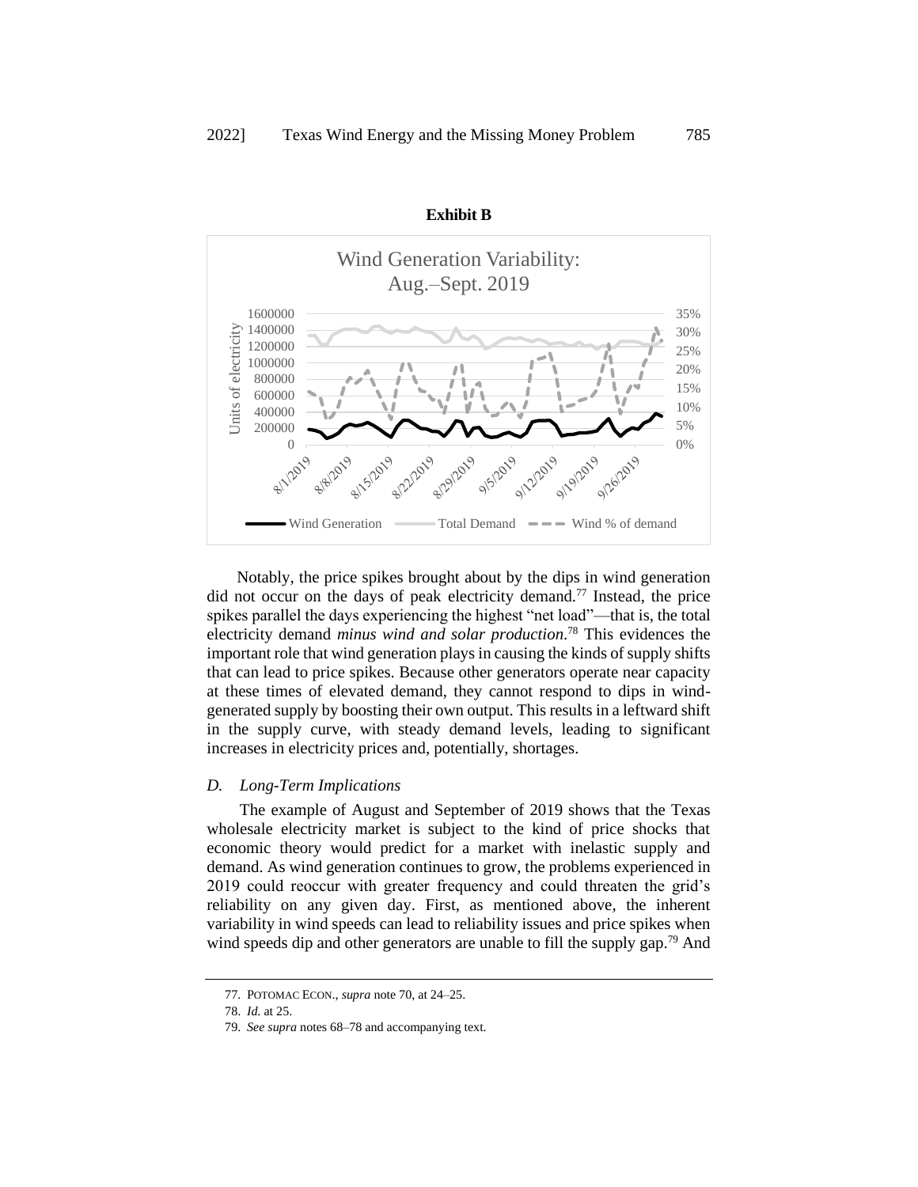**Exhibit B**

Wind Generation Variability:
Aug.–Sept. 2019

1600000
1400000
1200000
1000000
800000
600000
400000
200000
0

Units of electricity

35%
30%
25%
20%
15%
10%
5%
0%

8/1/2019
8/8/2019
8/15/2019
8/22/2019
8/29/2019
9/5/2019
9/12/2019
9/19/2019
9/26/2019

Wind Generation
Total Demand
Wind % of demand

Notably, the price spikes brought about by the dips in wind generation did not occur on the days of peak electricity demand.[77] Instead, the price spikes parallel the days experiencing the highest "net load"—that is, the total electricity demand *minus wind and solar production*.[78] This evidences the important role that wind generation plays in causing the kinds of supply shifts that can lead to price spikes. Because other generators operate near capacity at these times of elevated demand, they cannot respond to dips in wind-generated supply by boosting their own output. This results in a leftward shift in the supply curve, with steady demand levels, leading to significant increases in electricity prices and, potentially, shortages.

### *D. Long-Term Implications*

The example of August and September of 2019 shows that the Texas wholesale electricity market is subject to the kind of price shocks that economic theory would predict for a market with inelastic supply and demand. As wind generation continues to grow, the problems experienced in 2019 could reoccur with greater frequency and could threaten the grid's reliability on any given day. First, as mentioned above, the inherent variability in wind speeds can lead to reliability issues and price spikes when wind speeds dip and other generators are unable to fill the supply gap.[79] And

---

77. POTOMAC ECON., *supra* note 70, at 24–25.

78. *Id.* at 25.

79. *See supra* notes 68–78 and accompanying text.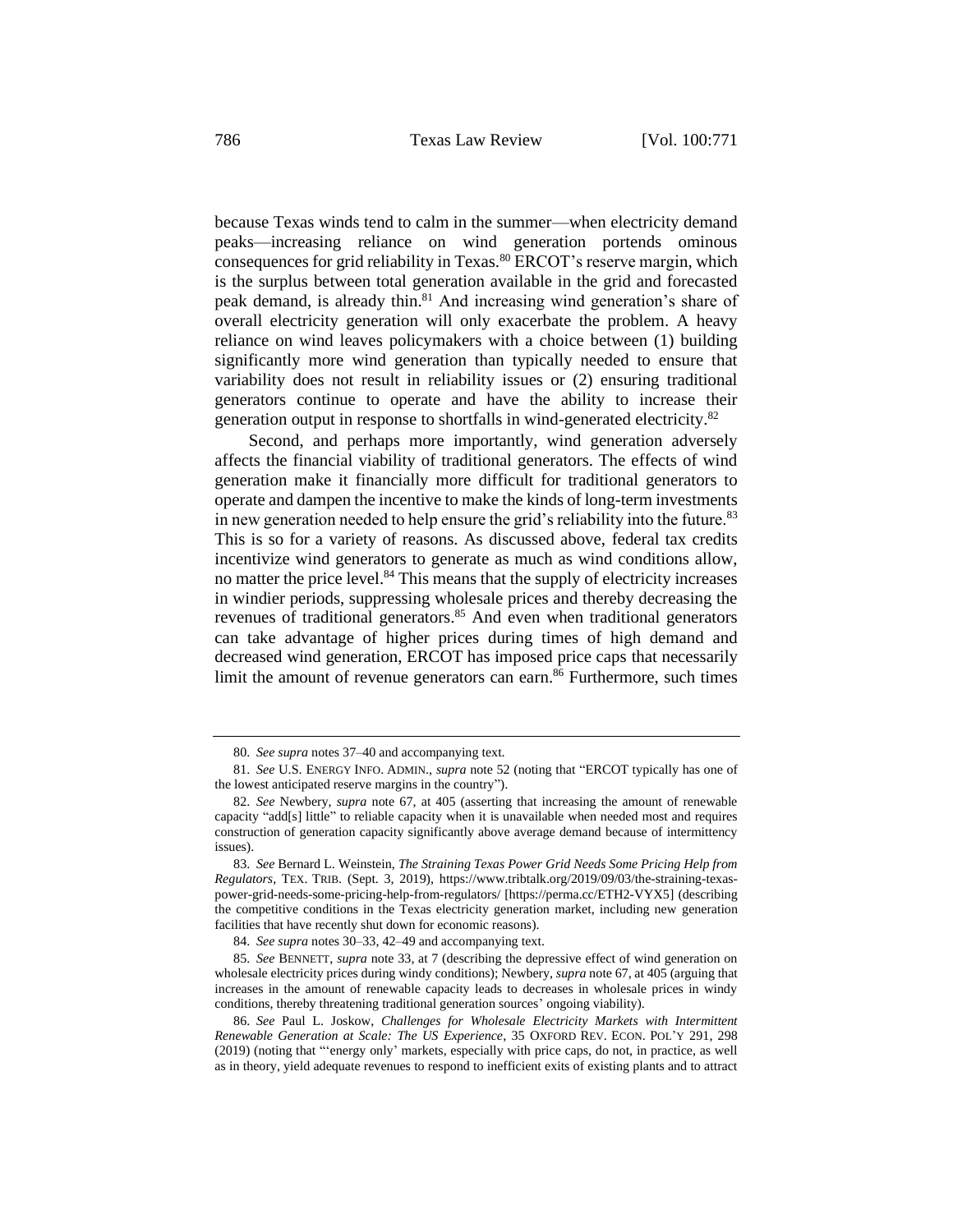because Texas winds tend to calm in the summer—when electricity demand peaks—increasing reliance on wind generation portends ominous consequences for grid reliability in Texas.[80] ERCOT's reserve margin, which is the surplus between total generation available in the grid and forecasted peak demand, is already thin.[81] And increasing wind generation's share of overall electricity generation will only exacerbate the problem. A heavy reliance on wind leaves policymakers with a choice between (1) building significantly more wind generation than typically needed to ensure that variability does not result in reliability issues or (2) ensuring traditional generators continue to operate and have the ability to increase their generation output in response to shortfalls in wind-generated electricity.[82]

Second, and perhaps more importantly, wind generation adversely affects the financial viability of traditional generators. The effects of wind generation make it financially more difficult for traditional generators to operate and dampen the incentive to make the kinds of long-term investments in new generation needed to help ensure the grid's reliability into the future.[83] This is so for a variety of reasons. As discussed above, federal tax credits incentivize wind generators to generate as much as wind conditions allow, no matter the price level.[84] This means that the supply of electricity increases in windier periods, suppressing wholesale prices and thereby decreasing the revenues of traditional generators.[85] And even when traditional generators can take advantage of higher prices during times of high demand and decreased wind generation, ERCOT has imposed price caps that necessarily limit the amount of revenue generators can earn.[86] Furthermore, such times

---

80. *See supra* notes 37–40 and accompanying text.

81. *See* U.S. ENERGY INFO. ADMIN., *supra* note 52 (noting that "ERCOT typically has one of the lowest anticipated reserve margins in the country").

82. *See* Newbery, *supra* note 67, at 405 (asserting that increasing the amount of renewable capacity "add[s] little" to reliable capacity when it is unavailable when needed most and requires construction of generation capacity significantly above average demand because of intermittency issues).

83. *See* Bernard L. Weinstein, *The Straining Texas Power Grid Needs Some Pricing Help from Regulators*, TEX. TRIB. (Sept. 3, 2019), https://www.tribtalk.org/2019/09/03/the-straining-texas-power-grid-needs-some-pricing-help-from-regulators/ [https://perma.cc/ETH2-VYX5] (describing the competitive conditions in the Texas electricity generation market, including new generation facilities that have recently shut down for economic reasons).

84. *See supra* notes 30–33, 42–49 and accompanying text.

85. *See* BENNETT, *supra* note 33, at 7 (describing the depressive effect of wind generation on wholesale electricity prices during windy conditions); Newbery, *supra* note 67, at 405 (arguing that increases in the amount of renewable capacity leads to decreases in wholesale prices in windy conditions, thereby threatening traditional generation sources' ongoing viability).

86. *See* Paul L. Joskow, *Challenges for Wholesale Electricity Markets with Intermittent Renewable Generation at Scale: The US Experience*, 35 OXFORD REV. ECON. POL'Y 291, 298 (2019) (noting that "'energy only' markets, especially with price caps, do not, in practice, as well as in theory, yield adequate revenues to respond to inefficient exits of existing plants and to attract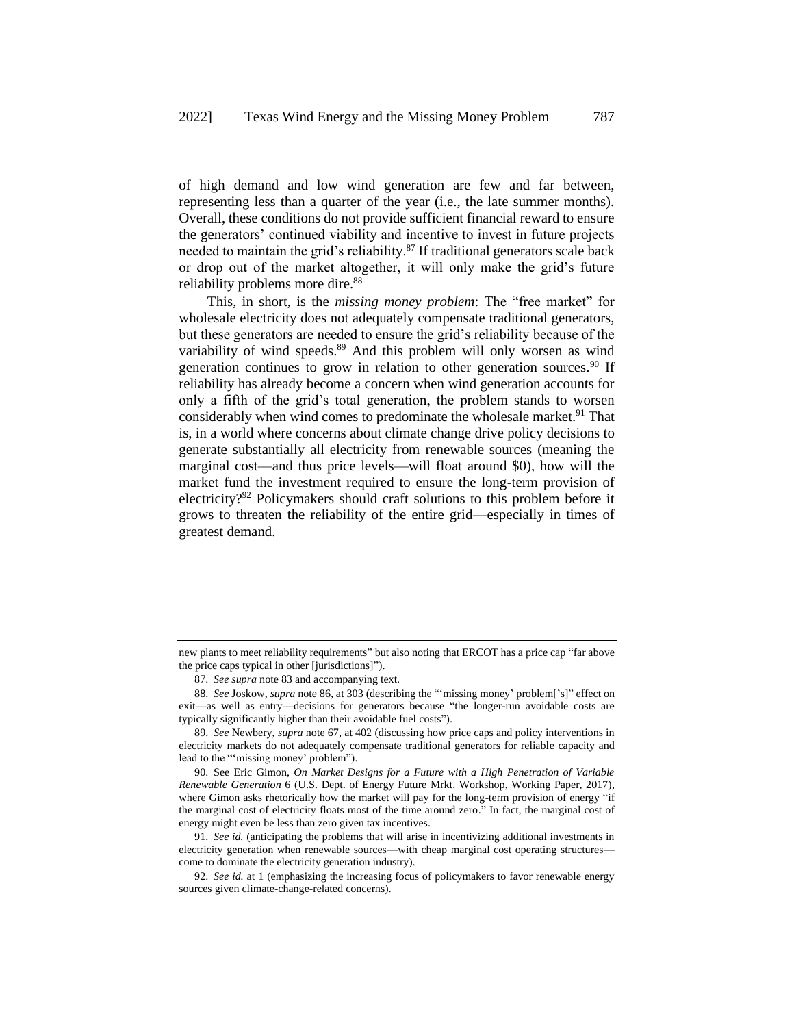of high demand and low wind generation are few and far between, representing less than a quarter of the year (i.e., the late summer months). Overall, these conditions do not provide sufficient financial reward to ensure the generators' continued viability and incentive to invest in future projects needed to maintain the grid's reliability.[87] If traditional generators scale back or drop out of the market altogether, it will only make the grid's future reliability problems more dire.[88]

This, in short, is the *missing money problem*: The "free market" for wholesale electricity does not adequately compensate traditional generators, but these generators are needed to ensure the grid's reliability because of the variability of wind speeds.[89] And this problem will only worsen as wind generation continues to grow in relation to other generation sources.[90] If reliability has already become a concern when wind generation accounts for only a fifth of the grid's total generation, the problem stands to worsen considerably when wind comes to predominate the wholesale market.[91] That is, in a world where concerns about climate change drive policy decisions to generate substantially all electricity from renewable sources (meaning the marginal cost—and thus price levels—will float around $0), how will the market fund the investment required to ensure the long-term provision of electricity?[92] Policymakers should craft solutions to this problem before it grows to threaten the reliability of the entire grid—especially in times of greatest demand.

---

new plants to meet reliability requirements" but also noting that ERCOT has a price cap "far above the price caps typical in other [jurisdictions]").

87. *See supra* note 83 and accompanying text.

88. *See* Joskow, *supra* note 86, at 303 (describing the "'missing money' problem['s]" effect on exit—as well as entry—decisions for generators because "the longer-run avoidable costs are typically significantly higher than their avoidable fuel costs").

89. *See* Newbery, *supra* note 67, at 402 (discussing how price caps and policy interventions in electricity markets do not adequately compensate traditional generators for reliable capacity and lead to the "'missing money' problem").

90. See Eric Gimon, *On Market Designs for a Future with a High Penetration of Variable Renewable Generation* 6 (U.S. Dept. of Energy Future Mrkt. Workshop, Working Paper, 2017), where Gimon asks rhetorically how the market will pay for the long-term provision of energy "if the marginal cost of electricity floats most of the time around zero." In fact, the marginal cost of energy might even be less than zero given tax incentives.

91. *See id.* (anticipating the problems that will arise in incentivizing additional investments in electricity generation when renewable sources—with cheap marginal cost operating structures—come to dominate the electricity generation industry).

92. *See id.* at 1 (emphasizing the increasing focus of policymakers to favor renewable energy sources given climate-change-related concerns).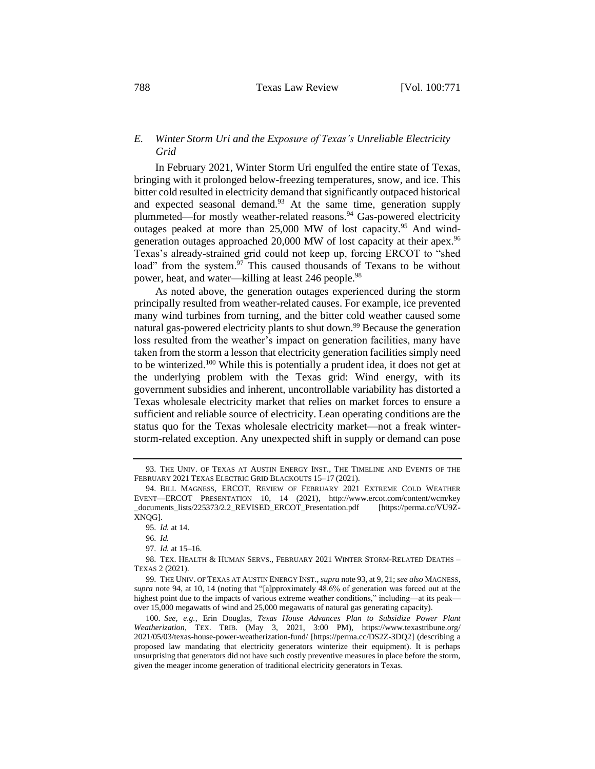### *E. Winter Storm Uri and the Exposure of Texas's Unreliable Electricity Grid*

In February 2021, Winter Storm Uri engulfed the entire state of Texas, bringing with it prolonged below-freezing temperatures, snow, and ice. This bitter cold resulted in electricity demand that significantly outpaced historical and expected seasonal demand.[93] At the same time, generation supply plummeted—for mostly weather-related reasons.[94] Gas-powered electricity outages peaked at more than 25,000 MW of lost capacity.[95] And wind-generation outages approached 20,000 MW of lost capacity at their apex.[96] Texas's already-strained grid could not keep up, forcing ERCOT to "shed load" from the system.[97] This caused thousands of Texans to be without power, heat, and water—killing at least 246 people.[98]

As noted above, the generation outages experienced during the storm principally resulted from weather-related causes. For example, ice prevented many wind turbines from turning, and the bitter cold weather caused some natural gas-powered electricity plants to shut down.[99] Because the generation loss resulted from the weather's impact on generation facilities, many have taken from the storm a lesson that electricity generation facilities simply need to be winterized.[100] While this is potentially a prudent idea, it does not get at the underlying problem with the Texas grid: Wind energy, with its government subsidies and inherent, uncontrollable variability has distorted a Texas wholesale electricity market that relies on market forces to ensure a sufficient and reliable source of electricity. Lean operating conditions are the status quo for the Texas wholesale electricity market—not a freak winter-storm-related exception. Any unexpected shift in supply or demand can pose

---

93. THE UNIV. OF TEXAS AT AUSTIN ENERGY INST., THE TIMELINE AND EVENTS OF THE FEBRUARY 2021 TEXAS ELECTRIC GRID BLACKOUTS 15–17 (2021).

94. BILL MAGNESS, ERCOT, REVIEW OF FEBRUARY 2021 EXTREME COLD WEATHER EVENT—ERCOT PRESENTATION 10, 14 (2021), http://www.ercot.com/content/wcm/key_documents_lists/225373/2.2_REVISED_ERCOT_Presentation.pdf [https://perma.cc/VU9Z-XNQG].

95. *Id.* at 14.

96. *Id.*

97. *Id.* at 15–16.

98. TEX. HEALTH & HUMAN SERVS., FEBRUARY 2021 WINTER STORM-RELATED DEATHS – TEXAS 2 (2021).

99. THE UNIV. OF TEXAS AT AUSTIN ENERGY INST., *supra* note 93, at 9, 21; *see also* MAGNESS, *supra* note 94, at 10, 14 (noting that "[a]pproximately 48.6% of generation was forced out at the highest point due to the impacts of various extreme weather conditions," including—at its peak—over 15,000 megawatts of wind and 25,000 megawatts of natural gas generating capacity).

100. *See, e.g.*, Erin Douglas, *Texas House Advances Plan to Subsidize Power Plant Weatherization*, TEX. TRIB. (May 3, 2021, 3:00 PM), https://www.texastribune.org/2021/05/03/texas-house-power-weatherization-fund/ [https://perma.cc/DS2Z-3DQ2] (describing a proposed law mandating that electricity generators winterize their equipment). It is perhaps unsurprising that generators did not have such costly preventive measures in place before the storm, given the meager income generation of traditional electricity generators in Texas.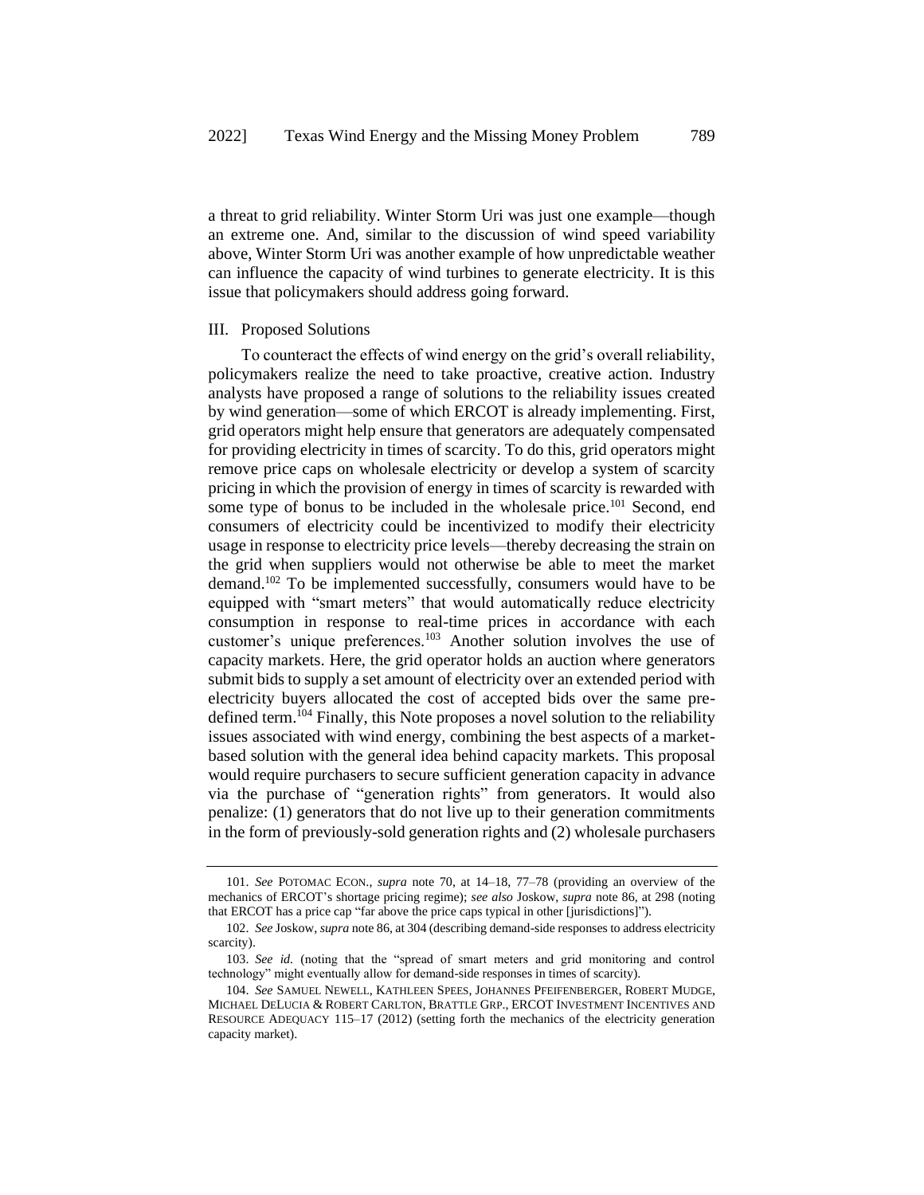a threat to grid reliability. Winter Storm Uri was just one example—though an extreme one. And, similar to the discussion of wind speed variability above, Winter Storm Uri was another example of how unpredictable weather can influence the capacity of wind turbines to generate electricity. It is this issue that policymakers should address going forward.

## III. Proposed Solutions

To counteract the effects of wind energy on the grid's overall reliability, policymakers realize the need to take proactive, creative action. Industry analysts have proposed a range of solutions to the reliability issues created by wind generation—some of which ERCOT is already implementing. First, grid operators might help ensure that generators are adequately compensated for providing electricity in times of scarcity. To do this, grid operators might remove price caps on wholesale electricity or develop a system of scarcity pricing in which the provision of energy in times of scarcity is rewarded with some type of bonus to be included in the wholesale price.[101] Second, end consumers of electricity could be incentivized to modify their electricity usage in response to electricity price levels—thereby decreasing the strain on the grid when suppliers would not otherwise be able to meet the market demand.[102] To be implemented successfully, consumers would have to be equipped with "smart meters" that would automatically reduce electricity consumption in response to real-time prices in accordance with each customer's unique preferences.[103] Another solution involves the use of capacity markets. Here, the grid operator holds an auction where generators submit bids to supply a set amount of electricity over an extended period with electricity buyers allocated the cost of accepted bids over the same pre-defined term.[104] Finally, this Note proposes a novel solution to the reliability issues associated with wind energy, combining the best aspects of a market-based solution with the general idea behind capacity markets. This proposal would require purchasers to secure sufficient generation capacity in advance via the purchase of "generation rights" from generators. It would also penalize: (1) generators that do not live up to their generation commitments in the form of previously-sold generation rights and (2) wholesale purchasers

---

101. *See* POTOMAC ECON., *supra* note 70, at 14–18, 77–78 (providing an overview of the mechanics of ERCOT's shortage pricing regime); *see also* Joskow, *supra* note 86, at 298 (noting that ERCOT has a price cap "far above the price caps typical in other [jurisdictions]").

102. *See* Joskow, *supra* note 86, at 304 (describing demand-side responses to address electricity scarcity).

103. *See id.* (noting that the "spread of smart meters and grid monitoring and control technology" might eventually allow for demand-side responses in times of scarcity).

104. *See* SAMUEL NEWELL, KATHLEEN SPEES, JOHANNES PFEIFENBERGER, ROBERT MUDGE, MICHAEL DELUCIA & ROBERT CARLTON, BRATTLE GRP., ERCOT INVESTMENT INCENTIVES AND RESOURCE ADEQUACY 115–17 (2012) (setting forth the mechanics of the electricity generation capacity market).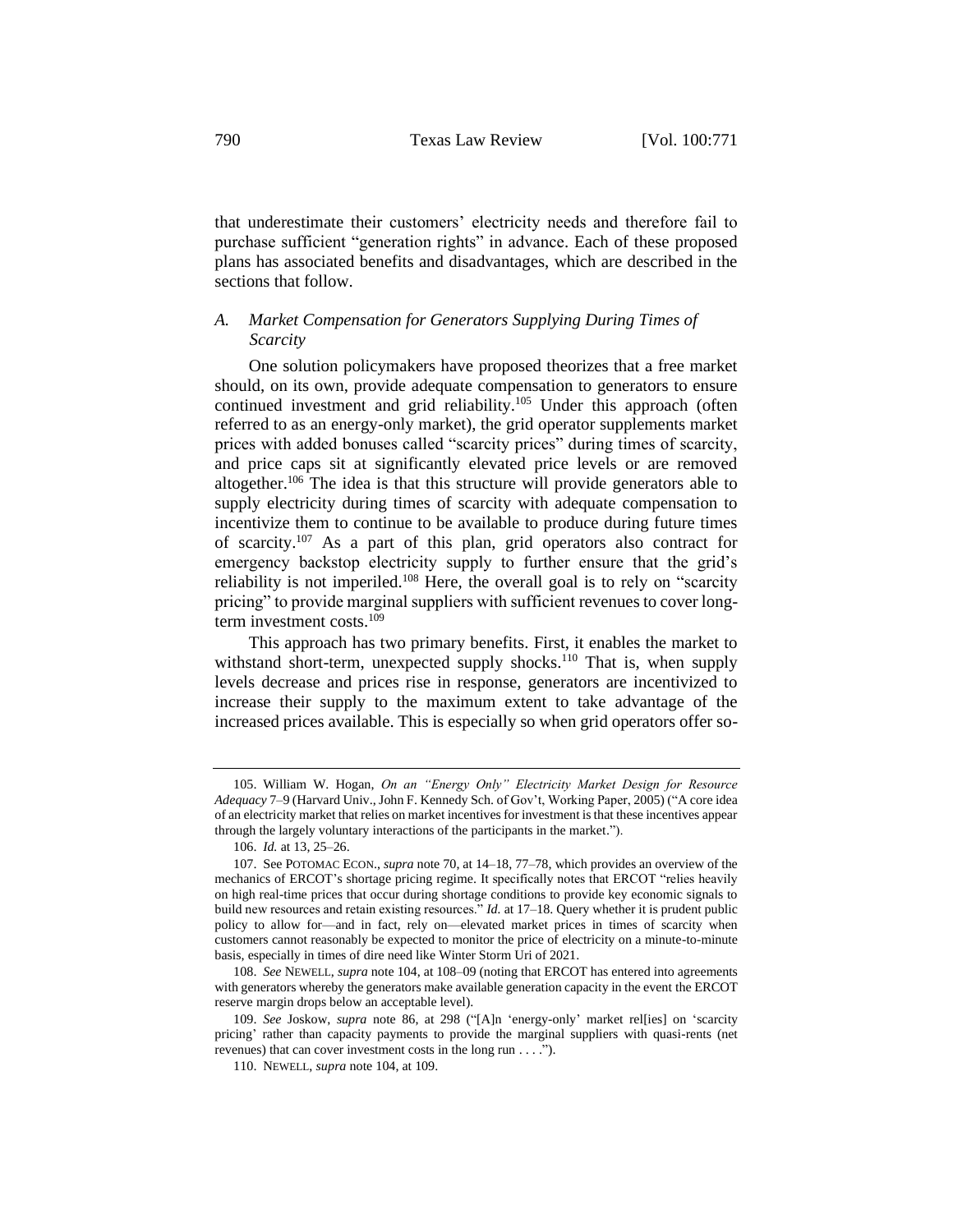that underestimate their customers' electricity needs and therefore fail to purchase sufficient "generation rights" in advance. Each of these proposed plans has associated benefits and disadvantages, which are described in the sections that follow.

### *A. Market Compensation for Generators Supplying During Times of Scarcity*

One solution policymakers have proposed theorizes that a free market should, on its own, provide adequate compensation to generators to ensure continued investment and grid reliability.[105] Under this approach (often referred to as an energy-only market), the grid operator supplements market prices with added bonuses called "scarcity prices" during times of scarcity, and price caps sit at significantly elevated price levels or are removed altogether.[106] The idea is that this structure will provide generators able to supply electricity during times of scarcity with adequate compensation to incentivize them to continue to be available to produce during future times of scarcity.[107] As a part of this plan, grid operators also contract for emergency backstop electricity supply to further ensure that the grid's reliability is not imperiled.[108] Here, the overall goal is to rely on "scarcity pricing" to provide marginal suppliers with sufficient revenues to cover long-term investment costs.[109]

This approach has two primary benefits. First, it enables the market to withstand short-term, unexpected supply shocks.[110] That is, when supply levels decrease and prices rise in response, generators are incentivized to increase their supply to the maximum extent to take advantage of the increased prices available. This is especially so when grid operators offer so-

---

105. William W. Hogan, *On an "Energy Only" Electricity Market Design for Resource Adequacy* 7–9 (Harvard Univ., John F. Kennedy Sch. of Gov't, Working Paper, 2005) ("A core idea of an electricity market that relies on market incentives for investment is that these incentives appear through the largely voluntary interactions of the participants in the market.").

106. *Id.* at 13, 25–26.

107. See POTOMAC ECON., *supra* note 70, at 14–18, 77–78, which provides an overview of the mechanics of ERCOT's shortage pricing regime. It specifically notes that ERCOT "relies heavily on high real-time prices that occur during shortage conditions to provide key economic signals to build new resources and retain existing resources." *Id.* at 17–18. Query whether it is prudent public policy to allow for—and in fact, rely on—elevated market prices in times of scarcity when customers cannot reasonably be expected to monitor the price of electricity on a minute-to-minute basis, especially in times of dire need like Winter Storm Uri of 2021.

108. *See* NEWELL, *supra* note 104, at 108–09 (noting that ERCOT has entered into agreements with generators whereby the generators make available generation capacity in the event the ERCOT reserve margin drops below an acceptable level).

109. *See* Joskow, *supra* note 86, at 298 ("[A]n 'energy-only' market rel[ies] on 'scarcity pricing' rather than capacity payments to provide the marginal suppliers with quasi-rents (net revenues) that can cover investment costs in the long run . . . .").

110. NEWELL, *supra* note 104, at 109.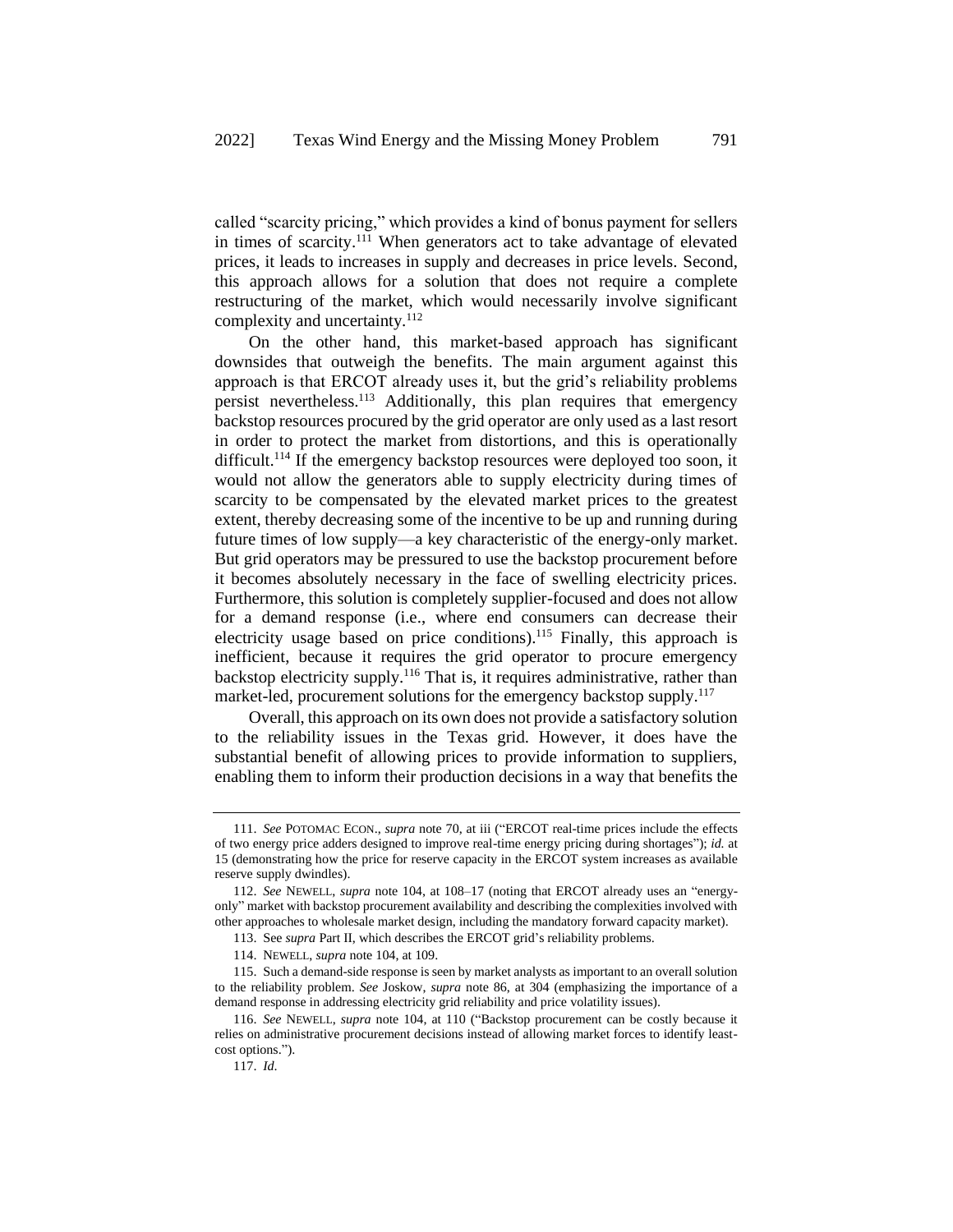called "scarcity pricing," which provides a kind of bonus payment for sellers in times of scarcity.[111] When generators act to take advantage of elevated prices, it leads to increases in supply and decreases in price levels. Second, this approach allows for a solution that does not require a complete restructuring of the market, which would necessarily involve significant complexity and uncertainty.[112]

On the other hand, this market-based approach has significant downsides that outweigh the benefits. The main argument against this approach is that ERCOT already uses it, but the grid's reliability problems persist nevertheless.[113] Additionally, this plan requires that emergency backstop resources procured by the grid operator are only used as a last resort in order to protect the market from distortions, and this is operationally difficult.[114] If the emergency backstop resources were deployed too soon, it would not allow the generators able to supply electricity during times of scarcity to be compensated by the elevated market prices to the greatest extent, thereby decreasing some of the incentive to be up and running during future times of low supply—a key characteristic of the energy-only market. But grid operators may be pressured to use the backstop procurement before it becomes absolutely necessary in the face of swelling electricity prices. Furthermore, this solution is completely supplier-focused and does not allow for a demand response (i.e., where end consumers can decrease their electricity usage based on price conditions).[115] Finally, this approach is inefficient, because it requires the grid operator to procure emergency backstop electricity supply.[116] That is, it requires administrative, rather than market-led, procurement solutions for the emergency backstop supply.[117]

Overall, this approach on its own does not provide a satisfactory solution to the reliability issues in the Texas grid. However, it does have the substantial benefit of allowing prices to provide information to suppliers, enabling them to inform their production decisions in a way that benefits the

---

111. *See* POTOMAC ECON., *supra* note 70, at iii ("ERCOT real-time prices include the effects of two energy price adders designed to improve real-time energy pricing during shortages"); *id.* at 15 (demonstrating how the price for reserve capacity in the ERCOT system increases as available reserve supply dwindles).

112. *See* NEWELL, *supra* note 104, at 108–17 (noting that ERCOT already uses an "energy-only" market with backstop procurement availability and describing the complexities involved with other approaches to wholesale market design, including the mandatory forward capacity market).

113. See *supra* Part II, which describes the ERCOT grid's reliability problems.

114. NEWELL, *supra* note 104, at 109.

115. Such a demand-side response is seen by market analysts as important to an overall solution to the reliability problem. *See* Joskow, *supra* note 86, at 304 (emphasizing the importance of a demand response in addressing electricity grid reliability and price volatility issues).

116. *See* NEWELL, *supra* note 104, at 110 ("Backstop procurement can be costly because it relies on administrative procurement decisions instead of allowing market forces to identify least-cost options.").

117. *Id.*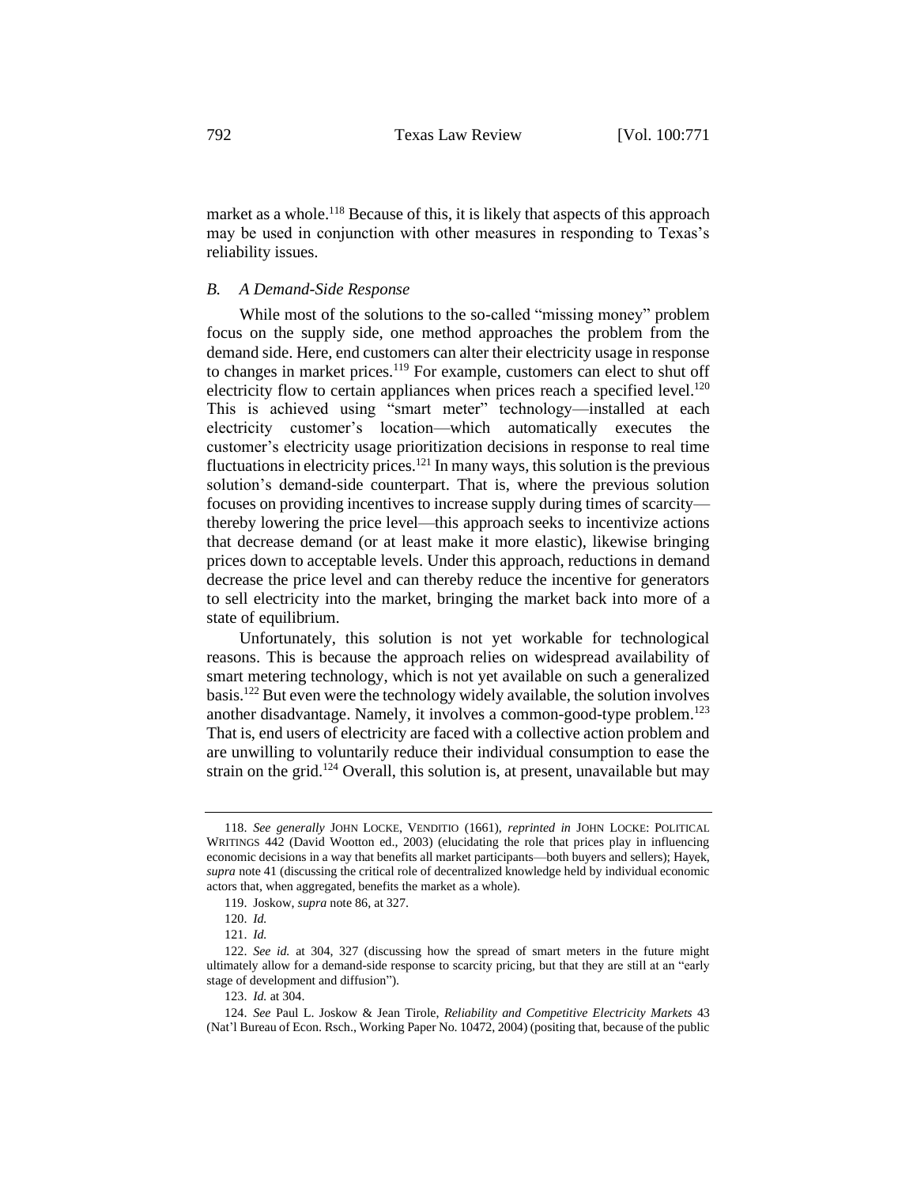market as a whole.[118] Because of this, it is likely that aspects of this approach may be used in conjunction with other measures in responding to Texas's reliability issues.

### *B. A Demand-Side Response*

While most of the solutions to the so-called "missing money" problem focus on the supply side, one method approaches the problem from the demand side. Here, end customers can alter their electricity usage in response to changes in market prices.[119] For example, customers can elect to shut off electricity flow to certain appliances when prices reach a specified level.[120] This is achieved using "smart meter" technology—installed at each electricity customer's location—which automatically executes the customer's electricity usage prioritization decisions in response to real time fluctuations in electricity prices.[121] In many ways, this solution is the previous solution's demand-side counterpart. That is, where the previous solution focuses on providing incentives to increase supply during times of scarcity—thereby lowering the price level—this approach seeks to incentivize actions that decrease demand (or at least make it more elastic), likewise bringing prices down to acceptable levels. Under this approach, reductions in demand decrease the price level and can thereby reduce the incentive for generators to sell electricity into the market, bringing the market back into more of a state of equilibrium.

Unfortunately, this solution is not yet workable for technological reasons. This is because the approach relies on widespread availability of smart metering technology, which is not yet available on such a generalized basis.[122] But even were the technology widely available, the solution involves another disadvantage. Namely, it involves a common-good-type problem.[123] That is, end users of electricity are faced with a collective action problem and are unwilling to voluntarily reduce their individual consumption to ease the strain on the grid.[124] Overall, this solution is, at present, unavailable but may

---

118. *See generally* JOHN LOCKE, VENDITIO (1661), *reprinted in* JOHN LOCKE: POLITICAL WRITINGS 442 (David Wootton ed., 2003) (elucidating the role that prices play in influencing economic decisions in a way that benefits all market participants—both buyers and sellers); Hayek, *supra* note 41 (discussing the critical role of decentralized knowledge held by individual economic actors that, when aggregated, benefits the market as a whole).

119. Joskow, *supra* note 86, at 327.

120. *Id.*

121. *Id.*

122. *See id.* at 304, 327 (discussing how the spread of smart meters in the future might ultimately allow for a demand-side response to scarcity pricing, but that they are still at an "early stage of development and diffusion").

123. *Id.* at 304.

124. *See* Paul L. Joskow & Jean Tirole, *Reliability and Competitive Electricity Markets* 43 (Nat'l Bureau of Econ. Rsch., Working Paper No. 10472, 2004) (positing that, because of the public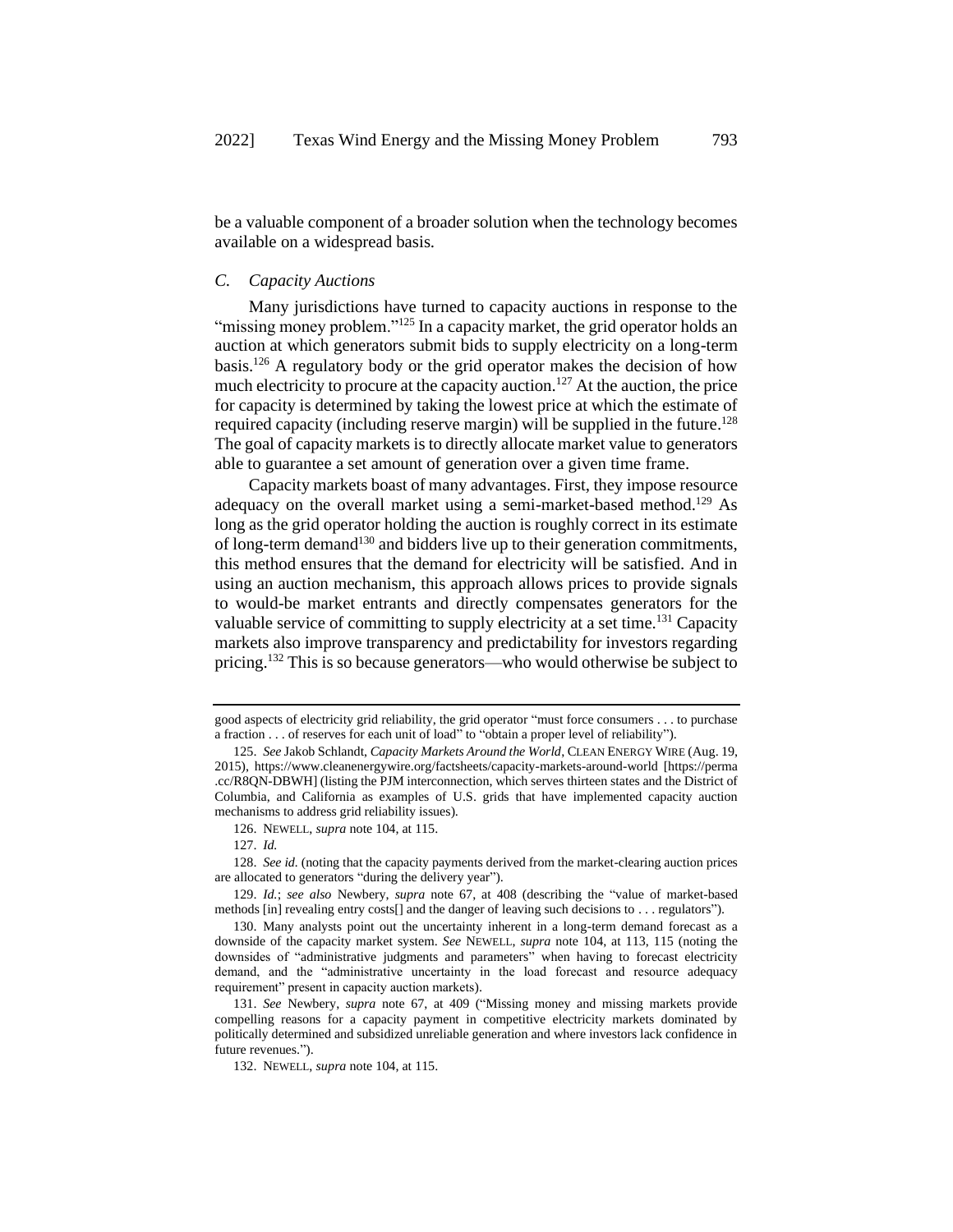be a valuable component of a broader solution when the technology becomes available on a widespread basis.

### *C. Capacity Auctions*

Many jurisdictions have turned to capacity auctions in response to the "missing money problem."[125] In a capacity market, the grid operator holds an auction at which generators submit bids to supply electricity on a long-term basis.[126] A regulatory body or the grid operator makes the decision of how much electricity to procure at the capacity auction.[127] At the auction, the price for capacity is determined by taking the lowest price at which the estimate of required capacity (including reserve margin) will be supplied in the future.[128] The goal of capacity markets is to directly allocate market value to generators able to guarantee a set amount of generation over a given time frame.

Capacity markets boast of many advantages. First, they impose resource adequacy on the overall market using a semi-market-based method.[129] As long as the grid operator holding the auction is roughly correct in its estimate of long-term demand[130] and bidders live up to their generation commitments, this method ensures that the demand for electricity will be satisfied. And in using an auction mechanism, this approach allows prices to provide signals to would-be market entrants and directly compensates generators for the valuable service of committing to supply electricity at a set time.[131] Capacity markets also improve transparency and predictability for investors regarding pricing.[132] This is so because generators—who would otherwise be subject to

---

good aspects of electricity grid reliability, the grid operator "must force consumers . . . to purchase a fraction . . . of reserves for each unit of load" to "obtain a proper level of reliability").

125. *See* Jakob Schlandt, *Capacity Markets Around the World*, CLEAN ENERGY WIRE (Aug. 19, 2015), https://www.cleanenergywire.org/factsheets/capacity-markets-around-world [https://perma.cc/R8QN-DBWH] (listing the PJM interconnection, which serves thirteen states and the District of Columbia, and California as examples of U.S. grids that have implemented capacity auction mechanisms to address grid reliability issues).

126. NEWELL, *supra* note 104, at 115.

127. *Id.*

128. *See id.* (noting that the capacity payments derived from the market-clearing auction prices are allocated to generators "during the delivery year").

129. *Id.*; *see also* Newbery, *supra* note 67, at 408 (describing the "value of market-based methods [in] revealing entry costs[] and the danger of leaving such decisions to . . . regulators").

130. Many analysts point out the uncertainty inherent in a long-term demand forecast as a downside of the capacity market system. *See* NEWELL, *supra* note 104, at 113, 115 (noting the downsides of "administrative judgments and parameters" when having to forecast electricity demand, and the "administrative uncertainty in the load forecast and resource adequacy requirement" present in capacity auction markets).

131. *See* Newbery, *supra* note 67, at 409 ("Missing money and missing markets provide compelling reasons for a capacity payment in competitive electricity markets dominated by politically determined and subsidized unreliable generation and where investors lack confidence in future revenues.").

132. NEWELL, *supra* note 104, at 115.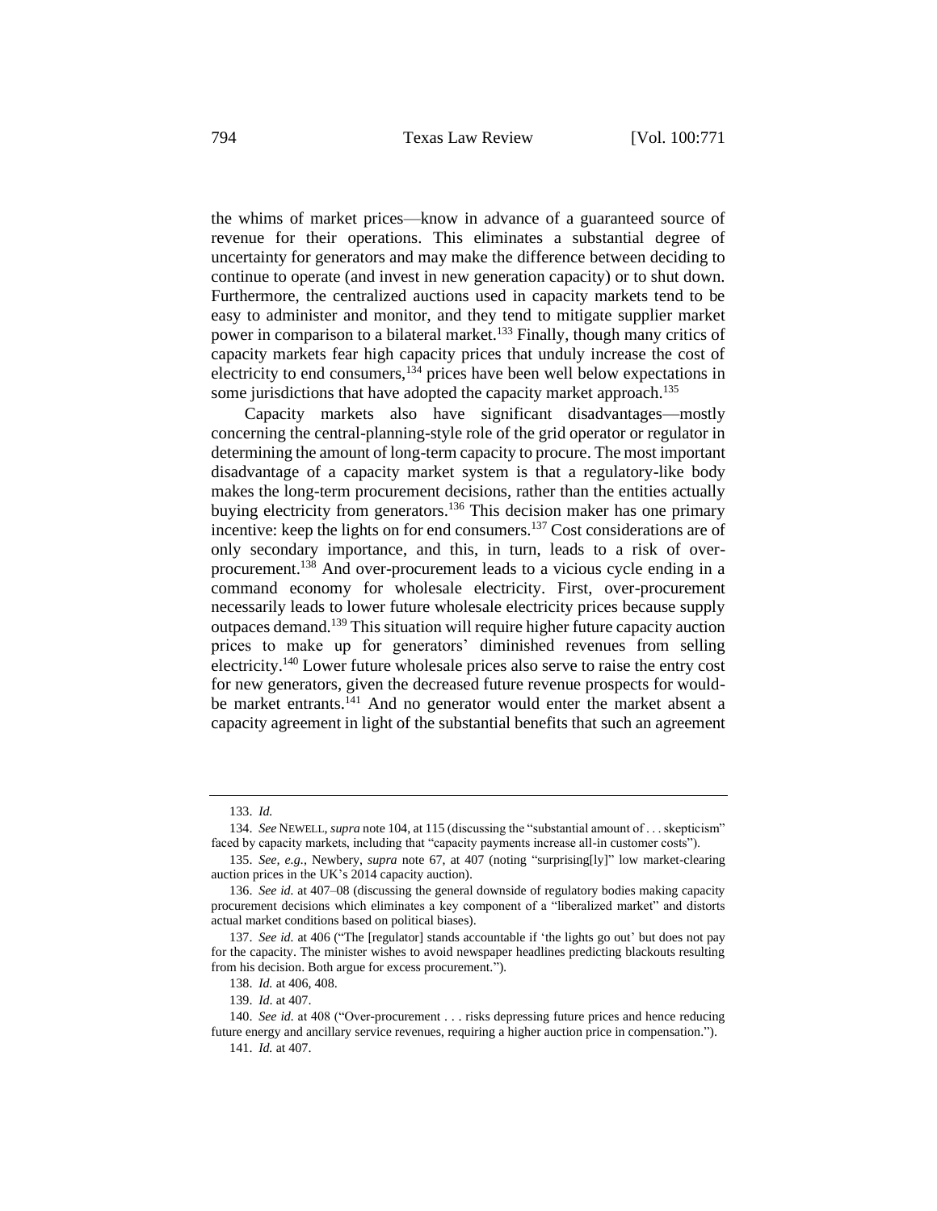the whims of market prices—know in advance of a guaranteed source of revenue for their operations. This eliminates a substantial degree of uncertainty for generators and may make the difference between deciding to continue to operate (and invest in new generation capacity) or to shut down. Furthermore, the centralized auctions used in capacity markets tend to be easy to administer and monitor, and they tend to mitigate supplier market power in comparison to a bilateral market.[133] Finally, though many critics of capacity markets fear high capacity prices that unduly increase the cost of electricity to end consumers,[134] prices have been well below expectations in some jurisdictions that have adopted the capacity market approach.[135]

Capacity markets also have significant disadvantages—mostly concerning the central-planning-style role of the grid operator or regulator in determining the amount of long-term capacity to procure. The most important disadvantage of a capacity market system is that a regulatory-like body makes the long-term procurement decisions, rather than the entities actually buying electricity from generators.[136] This decision maker has one primary incentive: keep the lights on for end consumers.[137] Cost considerations are of only secondary importance, and this, in turn, leads to a risk of over-procurement.[138] And over-procurement leads to a vicious cycle ending in a command economy for wholesale electricity. First, over-procurement necessarily leads to lower future wholesale electricity prices because supply outpaces demand.[139] This situation will require higher future capacity auction prices to make up for generators' diminished revenues from selling electricity.[140] Lower future wholesale prices also serve to raise the entry cost for new generators, given the decreased future revenue prospects for would-be market entrants.[141] And no generator would enter the market absent a capacity agreement in light of the substantial benefits that such an agreement

---

133. *Id.*

134. *See* NEWELL, *supra* note 104, at 115 (discussing the "substantial amount of . . . skepticism" faced by capacity markets, including that "capacity payments increase all-in customer costs").

135. *See, e.g.*, Newbery, *supra* note 67, at 407 (noting "surprising[ly]" low market-clearing auction prices in the UK's 2014 capacity auction).

136. *See id.* at 407–08 (discussing the general downside of regulatory bodies making capacity procurement decisions which eliminates a key component of a "liberalized market" and distorts actual market conditions based on political biases).

137. *See id.* at 406 ("The [regulator] stands accountable if 'the lights go out' but does not pay for the capacity. The minister wishes to avoid newspaper headlines predicting blackouts resulting from his decision. Both argue for excess procurement.").

138. *Id.* at 406, 408.

139. *Id.* at 407.

140. *See id.* at 408 ("Over-procurement . . . risks depressing future prices and hence reducing future energy and ancillary service revenues, requiring a higher auction price in compensation.").

141. *Id.* at 407.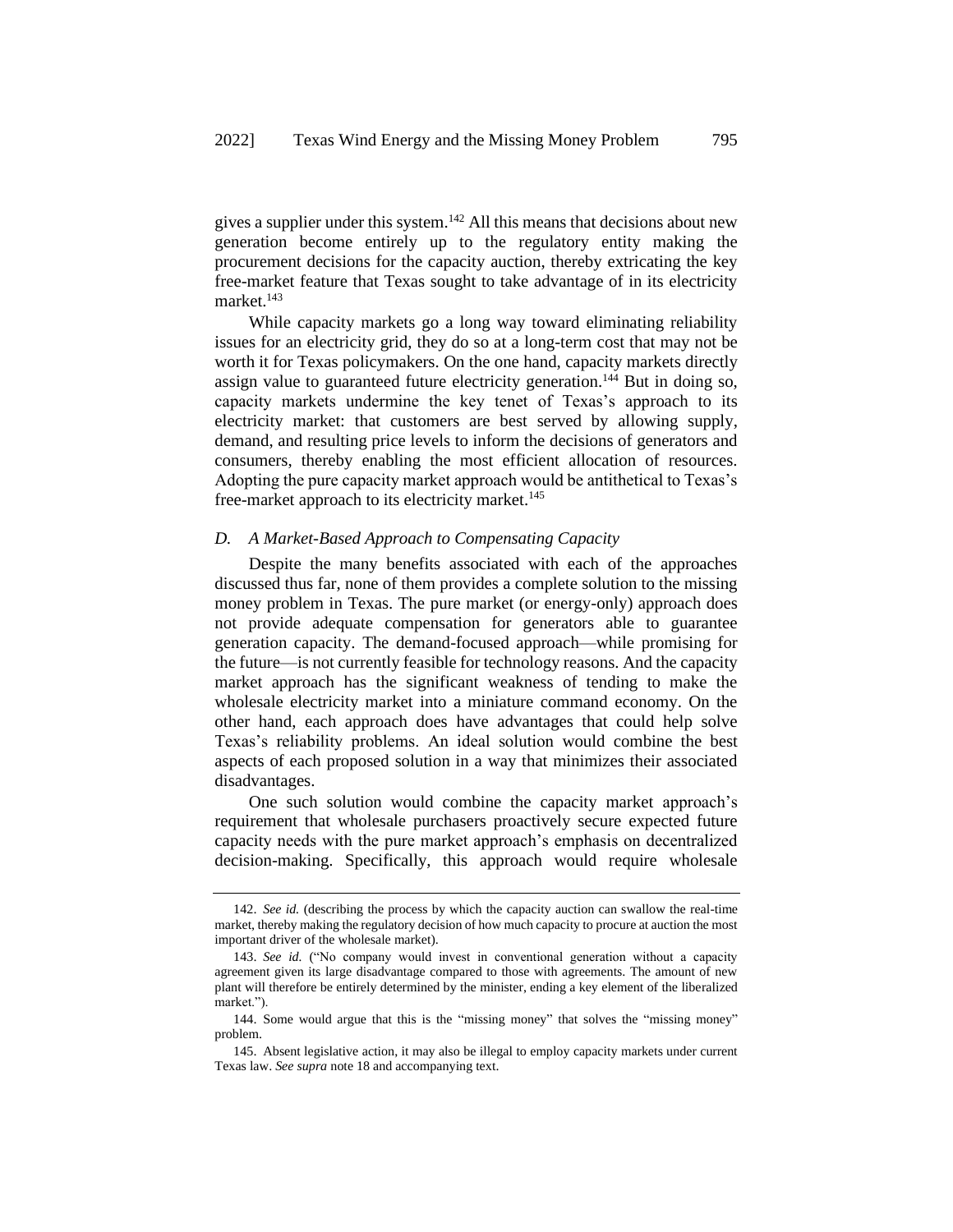gives a supplier under this system.[142] All this means that decisions about new generation become entirely up to the regulatory entity making the procurement decisions for the capacity auction, thereby extricating the key free-market feature that Texas sought to take advantage of in its electricity market.[143]

While capacity markets go a long way toward eliminating reliability issues for an electricity grid, they do so at a long-term cost that may not be worth it for Texas policymakers. On the one hand, capacity markets directly assign value to guaranteed future electricity generation.[144] But in doing so, capacity markets undermine the key tenet of Texas's approach to its electricity market: that customers are best served by allowing supply, demand, and resulting price levels to inform the decisions of generators and consumers, thereby enabling the most efficient allocation of resources. Adopting the pure capacity market approach would be antithetical to Texas's free-market approach to its electricity market.[145]

### *D. A Market-Based Approach to Compensating Capacity*

Despite the many benefits associated with each of the approaches discussed thus far, none of them provides a complete solution to the missing money problem in Texas. The pure market (or energy-only) approach does not provide adequate compensation for generators able to guarantee generation capacity. The demand-focused approach—while promising for the future—is not currently feasible for technology reasons. And the capacity market approach has the significant weakness of tending to make the wholesale electricity market into a miniature command economy. On the other hand, each approach does have advantages that could help solve Texas's reliability problems. An ideal solution would combine the best aspects of each proposed solution in a way that minimizes their associated disadvantages.

One such solution would combine the capacity market approach's requirement that wholesale purchasers proactively secure expected future capacity needs with the pure market approach's emphasis on decentralized decision-making. Specifically, this approach would require wholesale

---

142. *See id.* (describing the process by which the capacity auction can swallow the real-time market, thereby making the regulatory decision of how much capacity to procure at auction the most important driver of the wholesale market).

143. *See id.* ("No company would invest in conventional generation without a capacity agreement given its large disadvantage compared to those with agreements. The amount of new plant will therefore be entirely determined by the minister, ending a key element of the liberalized market.").

144. Some would argue that this is the "missing money" that solves the "missing money" problem.

145. Absent legislative action, it may also be illegal to employ capacity markets under current Texas law. *See supra* note 18 and accompanying text.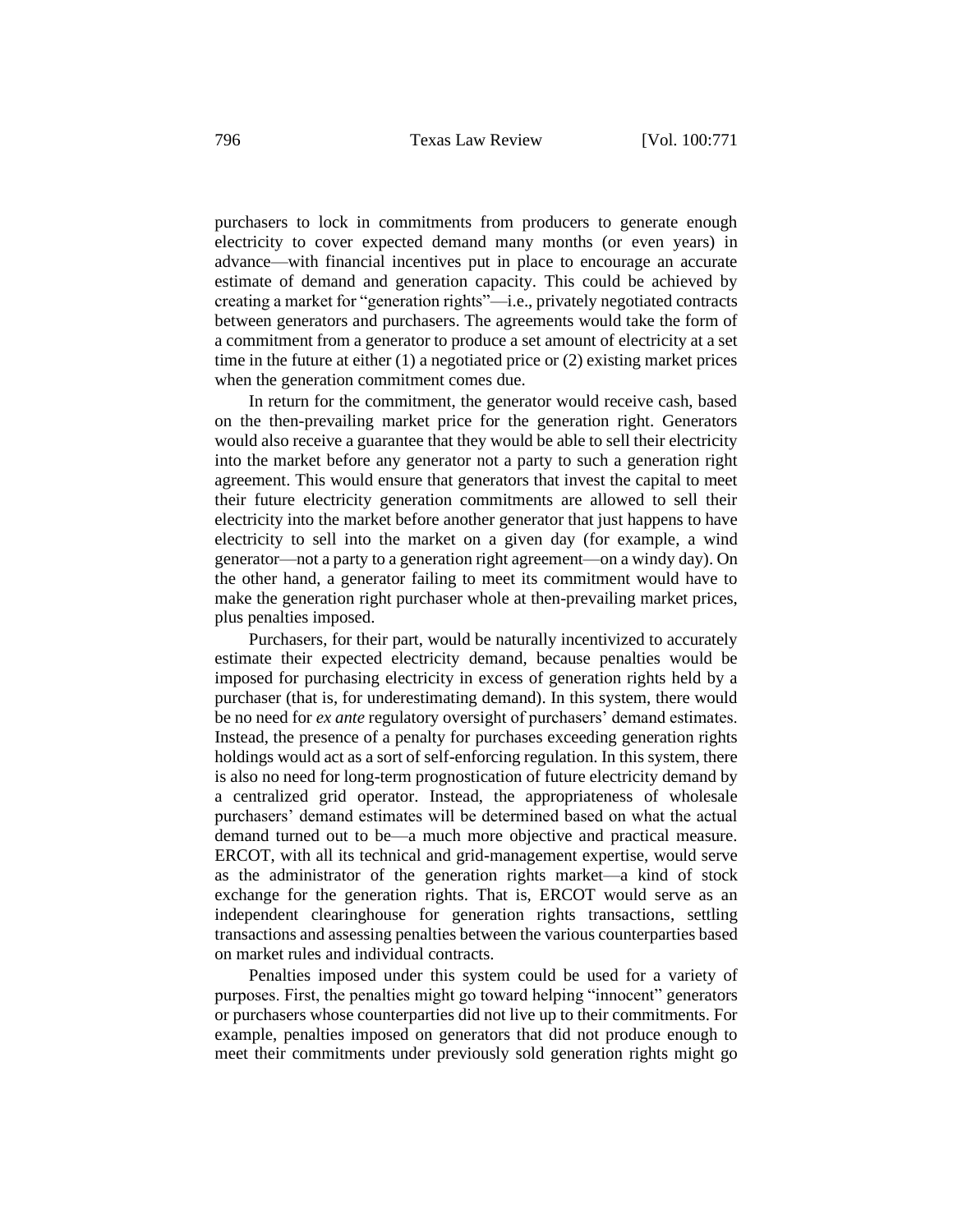purchasers to lock in commitments from producers to generate enough electricity to cover expected demand many months (or even years) in advance—with financial incentives put in place to encourage an accurate estimate of demand and generation capacity. This could be achieved by creating a market for "generation rights"—i.e., privately negotiated contracts between generators and purchasers. The agreements would take the form of a commitment from a generator to produce a set amount of electricity at a set time in the future at either (1) a negotiated price or (2) existing market prices when the generation commitment comes due.

In return for the commitment, the generator would receive cash, based on the then-prevailing market price for the generation right. Generators would also receive a guarantee that they would be able to sell their electricity into the market before any generator not a party to such a generation right agreement. This would ensure that generators that invest the capital to meet their future electricity generation commitments are allowed to sell their electricity into the market before another generator that just happens to have electricity to sell into the market on a given day (for example, a wind generator—not a party to a generation right agreement—on a windy day). On the other hand, a generator failing to meet its commitment would have to make the generation right purchaser whole at then-prevailing market prices, plus penalties imposed.

Purchasers, for their part, would be naturally incentivized to accurately estimate their expected electricity demand, because penalties would be imposed for purchasing electricity in excess of generation rights held by a purchaser (that is, for underestimating demand). In this system, there would be no need for *ex ante* regulatory oversight of purchasers' demand estimates. Instead, the presence of a penalty for purchases exceeding generation rights holdings would act as a sort of self-enforcing regulation. In this system, there is also no need for long-term prognostication of future electricity demand by a centralized grid operator. Instead, the appropriateness of wholesale purchasers' demand estimates will be determined based on what the actual demand turned out to be—a much more objective and practical measure. ERCOT, with all its technical and grid-management expertise, would serve as the administrator of the generation rights market—a kind of stock exchange for the generation rights. That is, ERCOT would serve as an independent clearinghouse for generation rights transactions, settling transactions and assessing penalties between the various counterparties based on market rules and individual contracts.

Penalties imposed under this system could be used for a variety of purposes. First, the penalties might go toward helping "innocent" generators or purchasers whose counterparties did not live up to their commitments. For example, penalties imposed on generators that did not produce enough to meet their commitments under previously sold generation rights might go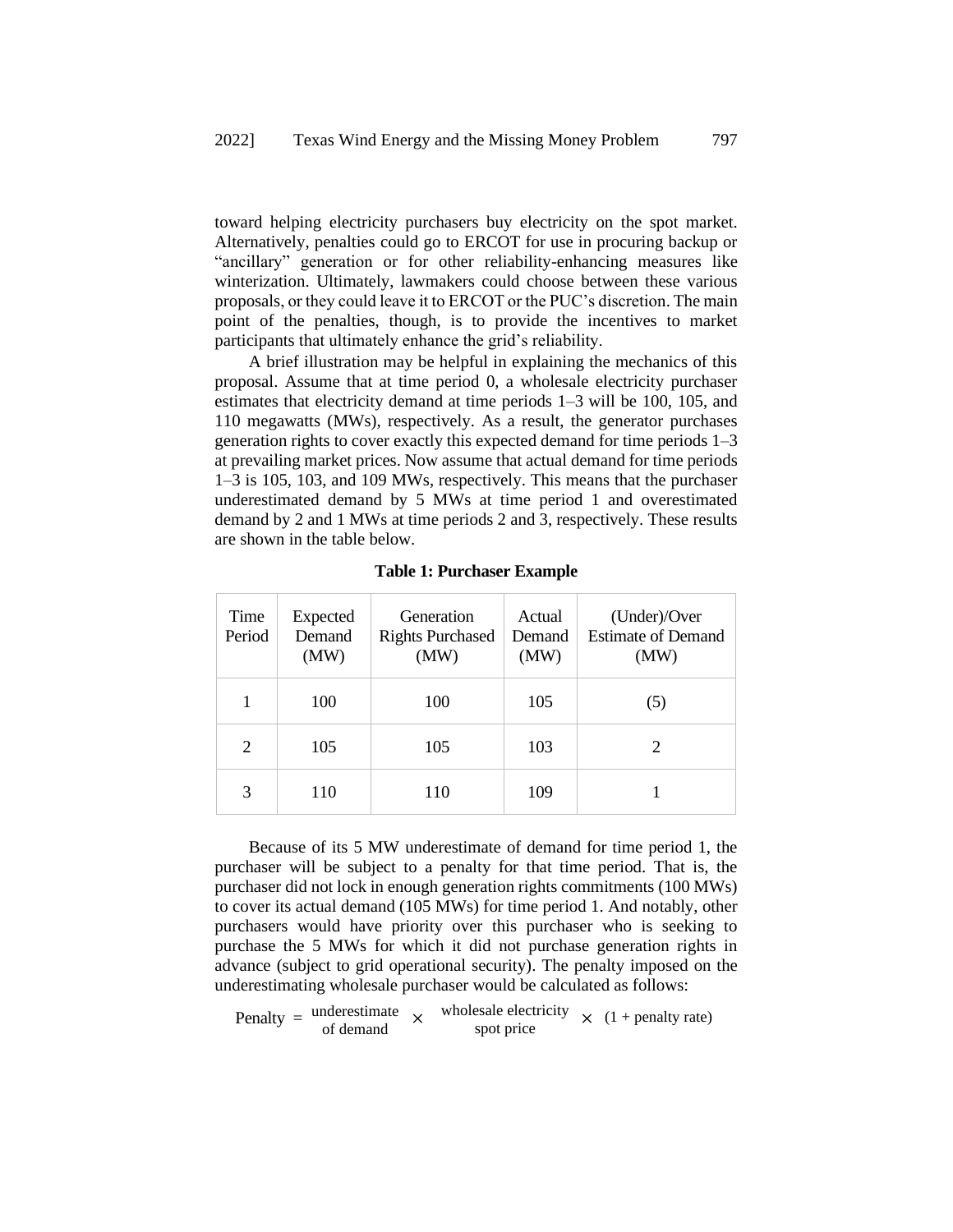toward helping electricity purchasers buy electricity on the spot market. Alternatively, penalties could go to ERCOT for use in procuring backup or "ancillary" generation or for other reliability-enhancing measures like winterization. Ultimately, lawmakers could choose between these various proposals, or they could leave it to ERCOT or the PUC's discretion. The main point of the penalties, though, is to provide the incentives to market participants that ultimately enhance the grid's reliability.

A brief illustration may be helpful in explaining the mechanics of this proposal. Assume that at time period 0, a wholesale electricity purchaser estimates that electricity demand at time periods 1–3 will be 100, 105, and 110 megawatts (MWs), respectively. As a result, the generator purchases generation rights to cover exactly this expected demand for time periods 1–3 at prevailing market prices. Now assume that actual demand for time periods 1–3 is 105, 103, and 109 MWs, respectively. This means that the purchaser underestimated demand by 5 MWs at time period 1 and overestimated demand by 2 and 1 MWs at time periods 2 and 3, respectively. These results are shown in the table below.

**Table 1: Purchaser Example**

| Time Period | Expected Demand (MW) | Generation Rights Purchased (MW) | Actual Demand (MW) | (Under)/Over Estimate of Demand (MW) |
|---|---|---|---|---|
| 1 | 100 | 100 | 105 | (5) |
| 2 | 105 | 105 | 103 | 2 |
| 3 | 110 | 110 | 109 | 1 |

Because of its 5 MW underestimate of demand for time period 1, the purchaser will be subject to a penalty for that time period. That is, the purchaser did not lock in enough generation rights commitments (100 MWs) to cover its actual demand (105 MWs) for time period 1. And notably, other purchasers would have priority over this purchaser who is seeking to purchase the 5 MWs for which it did not purchase generation rights in advance (subject to grid operational security). The penalty imposed on the underestimating wholesale purchaser would be calculated as follows:

$$\text{Penalty} = \begin{array}{c}\text{underestimate}\\\text{of demand}\end{array} \times \begin{array}{c}\text{wholesale electricity}\\\text{spot price}\end{array} \times (1 + \text{penalty rate})$$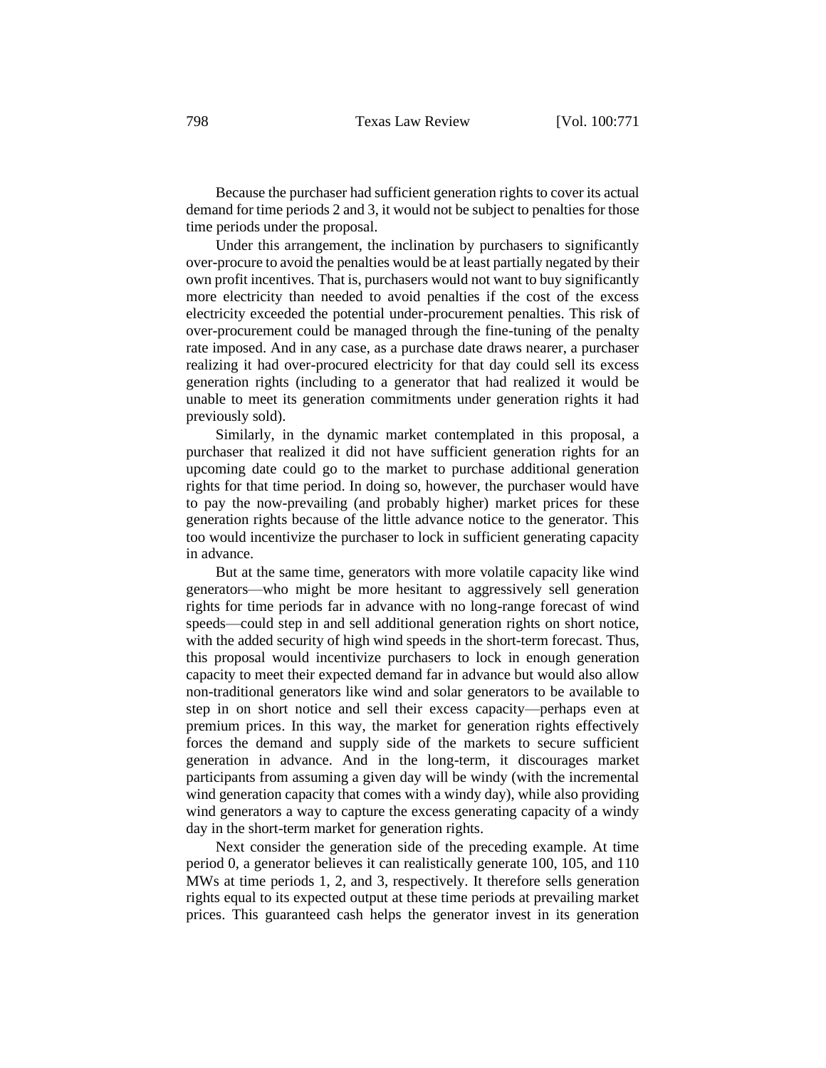Because the purchaser had sufficient generation rights to cover its actual demand for time periods 2 and 3, it would not be subject to penalties for those time periods under the proposal.

Under this arrangement, the inclination by purchasers to significantly over-procure to avoid the penalties would be at least partially negated by their own profit incentives. That is, purchasers would not want to buy significantly more electricity than needed to avoid penalties if the cost of the excess electricity exceeded the potential under-procurement penalties. This risk of over-procurement could be managed through the fine-tuning of the penalty rate imposed. And in any case, as a purchase date draws nearer, a purchaser realizing it had over-procured electricity for that day could sell its excess generation rights (including to a generator that had realized it would be unable to meet its generation commitments under generation rights it had previously sold).

Similarly, in the dynamic market contemplated in this proposal, a purchaser that realized it did not have sufficient generation rights for an upcoming date could go to the market to purchase additional generation rights for that time period. In doing so, however, the purchaser would have to pay the now-prevailing (and probably higher) market prices for these generation rights because of the little advance notice to the generator. This too would incentivize the purchaser to lock in sufficient generating capacity in advance.

But at the same time, generators with more volatile capacity like wind generators—who might be more hesitant to aggressively sell generation rights for time periods far in advance with no long-range forecast of wind speeds—could step in and sell additional generation rights on short notice, with the added security of high wind speeds in the short-term forecast. Thus, this proposal would incentivize purchasers to lock in enough generation capacity to meet their expected demand far in advance but would also allow non-traditional generators like wind and solar generators to be available to step in on short notice and sell their excess capacity—perhaps even at premium prices. In this way, the market for generation rights effectively forces the demand and supply side of the markets to secure sufficient generation in advance. And in the long-term, it discourages market participants from assuming a given day will be windy (with the incremental wind generation capacity that comes with a windy day), while also providing wind generators a way to capture the excess generating capacity of a windy day in the short-term market for generation rights.

Next consider the generation side of the preceding example. At time period 0, a generator believes it can realistically generate 100, 105, and 110 MWs at time periods 1, 2, and 3, respectively. It therefore sells generation rights equal to its expected output at these time periods at prevailing market prices. This guaranteed cash helps the generator invest in its generation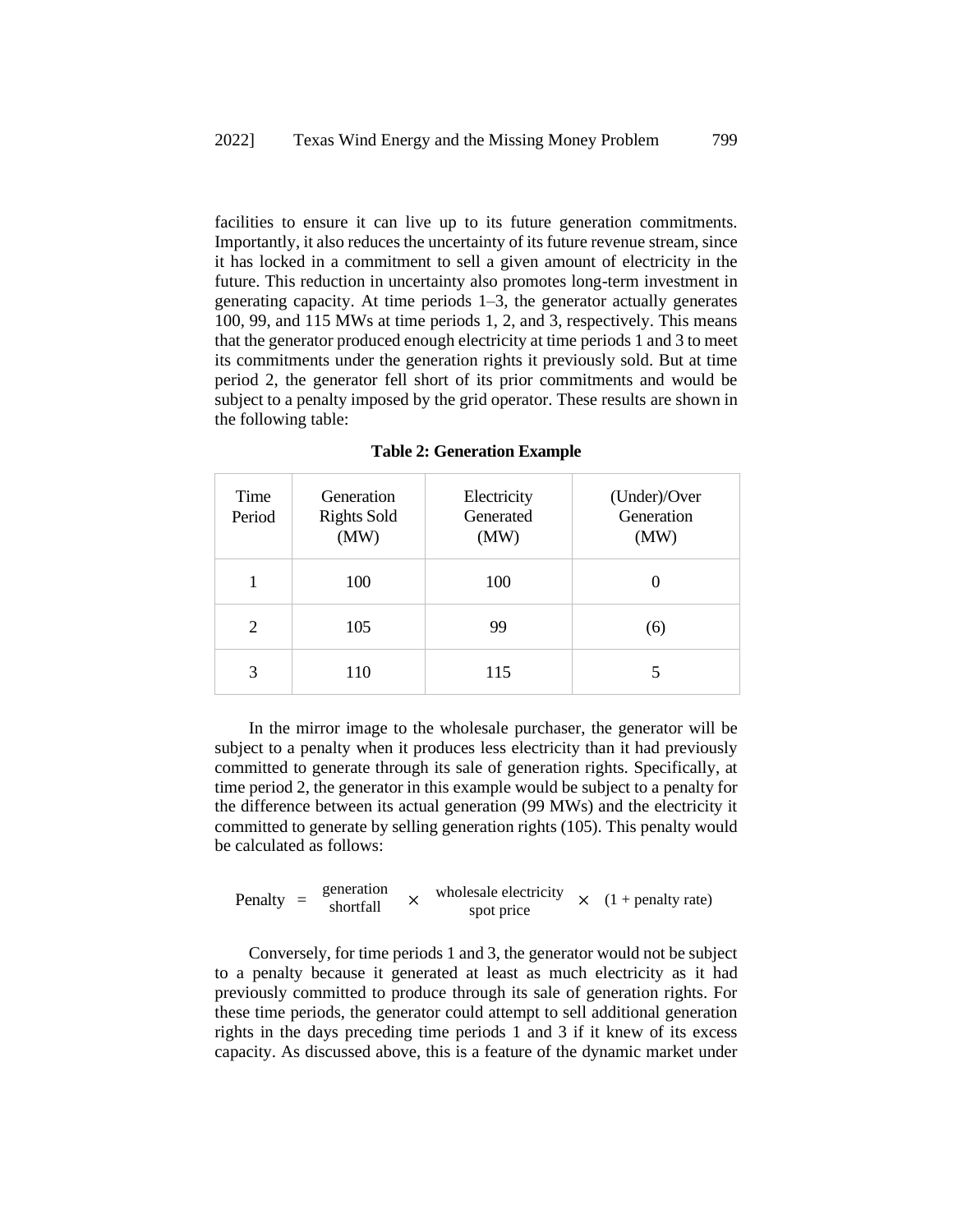facilities to ensure it can live up to its future generation commitments. Importantly, it also reduces the uncertainty of its future revenue stream, since it has locked in a commitment to sell a given amount of electricity in the future. This reduction in uncertainty also promotes long-term investment in generating capacity. At time periods 1–3, the generator actually generates 100, 99, and 115 MWs at time periods 1, 2, and 3, respectively. This means that the generator produced enough electricity at time periods 1 and 3 to meet its commitments under the generation rights it previously sold. But at time period 2, the generator fell short of its prior commitments and would be subject to a penalty imposed by the grid operator. These results are shown in the following table:

**Table 2: Generation Example**

| Time Period | Generation Rights Sold (MW) | Electricity Generated (MW) | (Under)/Over Generation (MW) |
|---|---|---|---|
| 1 | 100 | 100 | 0 |
| 2 | 105 | 99 | (6) |
| 3 | 110 | 115 | 5 |

In the mirror image to the wholesale purchaser, the generator will be subject to a penalty when it produces less electricity than it had previously committed to generate through its sale of generation rights. Specifically, at time period 2, the generator in this example would be subject to a penalty for the difference between its actual generation (99 MWs) and the electricity it committed to generate by selling generation rights (105). This penalty would be calculated as follows:

$$\text{Penalty} = \begin{matrix}\text{generation}\\ \text{shortfall}\end{matrix} \times \begin{matrix}\text{wholesale electricity}\\ \text{spot price}\end{matrix} \times (1 + \text{penalty rate})$$

Conversely, for time periods 1 and 3, the generator would not be subject to a penalty because it generated at least as much electricity as it had previously committed to produce through its sale of generation rights. For these time periods, the generator could attempt to sell additional generation rights in the days preceding time periods 1 and 3 if it knew of its excess capacity. As discussed above, this is a feature of the dynamic market under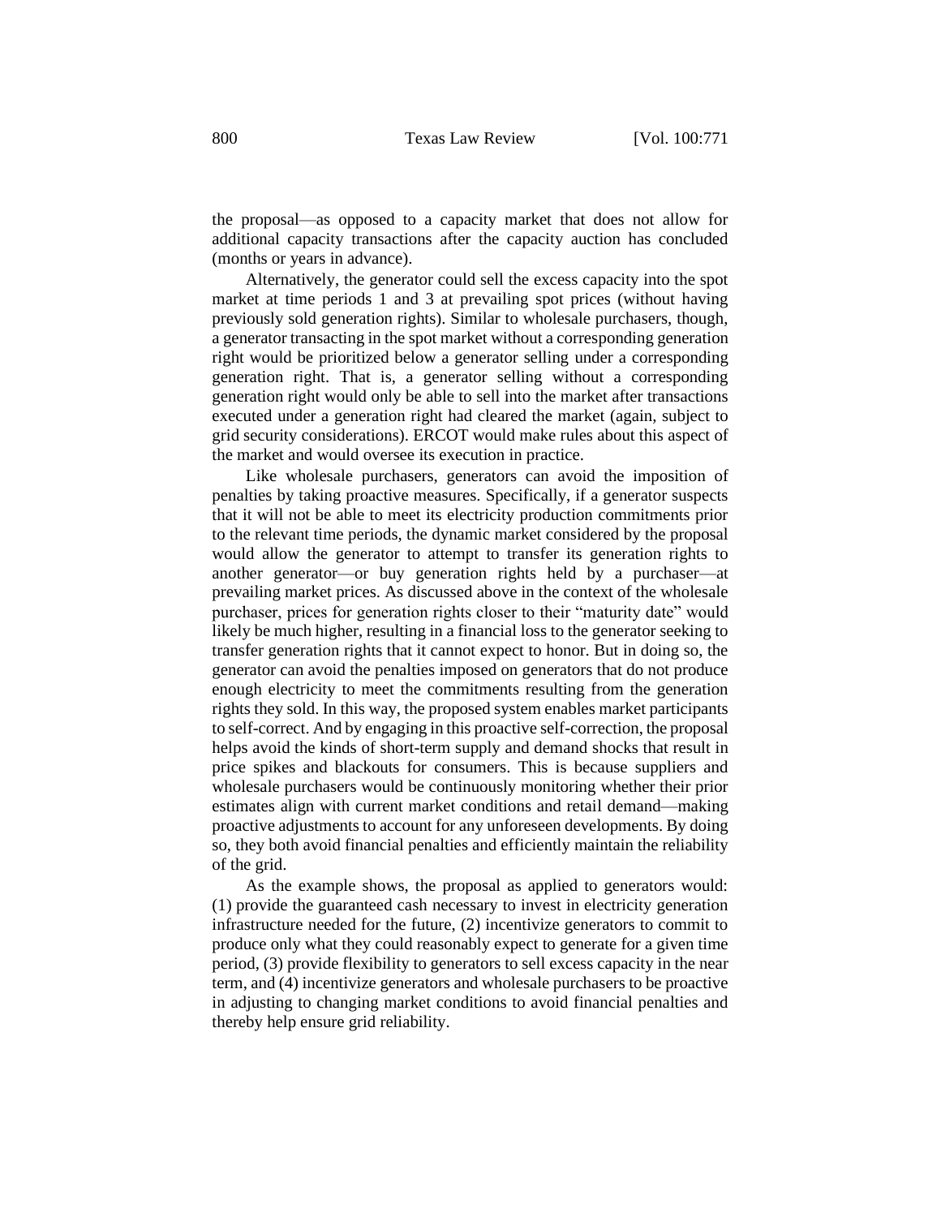the proposal—as opposed to a capacity market that does not allow for additional capacity transactions after the capacity auction has concluded (months or years in advance).

Alternatively, the generator could sell the excess capacity into the spot market at time periods 1 and 3 at prevailing spot prices (without having previously sold generation rights). Similar to wholesale purchasers, though, a generator transacting in the spot market without a corresponding generation right would be prioritized below a generator selling under a corresponding generation right. That is, a generator selling without a corresponding generation right would only be able to sell into the market after transactions executed under a generation right had cleared the market (again, subject to grid security considerations). ERCOT would make rules about this aspect of the market and would oversee its execution in practice.

Like wholesale purchasers, generators can avoid the imposition of penalties by taking proactive measures. Specifically, if a generator suspects that it will not be able to meet its electricity production commitments prior to the relevant time periods, the dynamic market considered by the proposal would allow the generator to attempt to transfer its generation rights to another generator—or buy generation rights held by a purchaser—at prevailing market prices. As discussed above in the context of the wholesale purchaser, prices for generation rights closer to their "maturity date" would likely be much higher, resulting in a financial loss to the generator seeking to transfer generation rights that it cannot expect to honor. But in doing so, the generator can avoid the penalties imposed on generators that do not produce enough electricity to meet the commitments resulting from the generation rights they sold. In this way, the proposed system enables market participants to self-correct. And by engaging in this proactive self-correction, the proposal helps avoid the kinds of short-term supply and demand shocks that result in price spikes and blackouts for consumers. This is because suppliers and wholesale purchasers would be continuously monitoring whether their prior estimates align with current market conditions and retail demand—making proactive adjustments to account for any unforeseen developments. By doing so, they both avoid financial penalties and efficiently maintain the reliability of the grid.

As the example shows, the proposal as applied to generators would: (1) provide the guaranteed cash necessary to invest in electricity generation infrastructure needed for the future, (2) incentivize generators to commit to produce only what they could reasonably expect to generate for a given time period, (3) provide flexibility to generators to sell excess capacity in the near term, and (4) incentivize generators and wholesale purchasers to be proactive in adjusting to changing market conditions to avoid financial penalties and thereby help ensure grid reliability.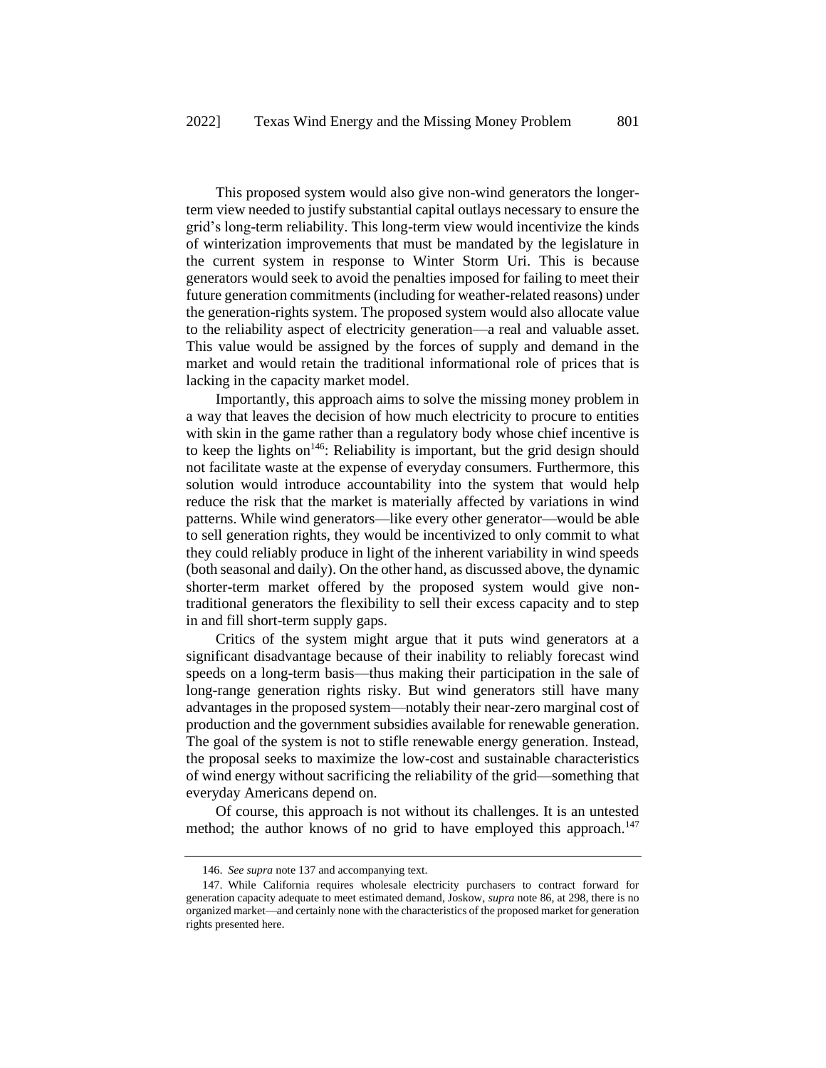This proposed system would also give non-wind generators the longer-term view needed to justify substantial capital outlays necessary to ensure the grid's long-term reliability. This long-term view would incentivize the kinds of winterization improvements that must be mandated by the legislature in the current system in response to Winter Storm Uri. This is because generators would seek to avoid the penalties imposed for failing to meet their future generation commitments (including for weather-related reasons) under the generation-rights system. The proposed system would also allocate value to the reliability aspect of electricity generation—a real and valuable asset. This value would be assigned by the forces of supply and demand in the market and would retain the traditional informational role of prices that is lacking in the capacity market model.

Importantly, this approach aims to solve the missing money problem in a way that leaves the decision of how much electricity to procure to entities with skin in the game rather than a regulatory body whose chief incentive is to keep the lights on[146]: Reliability is important, but the grid design should not facilitate waste at the expense of everyday consumers. Furthermore, this solution would introduce accountability into the system that would help reduce the risk that the market is materially affected by variations in wind patterns. While wind generators—like every other generator—would be able to sell generation rights, they would be incentivized to only commit to what they could reliably produce in light of the inherent variability in wind speeds (both seasonal and daily). On the other hand, as discussed above, the dynamic shorter-term market offered by the proposed system would give non-traditional generators the flexibility to sell their excess capacity and to step in and fill short-term supply gaps.

Critics of the system might argue that it puts wind generators at a significant disadvantage because of their inability to reliably forecast wind speeds on a long-term basis—thus making their participation in the sale of long-range generation rights risky. But wind generators still have many advantages in the proposed system—notably their near-zero marginal cost of production and the government subsidies available for renewable generation. The goal of the system is not to stifle renewable energy generation. Instead, the proposal seeks to maximize the low-cost and sustainable characteristics of wind energy without sacrificing the reliability of the grid—something that everyday Americans depend on.

Of course, this approach is not without its challenges. It is an untested method; the author knows of no grid to have employed this approach.[147]

---

146. *See supra* note 137 and accompanying text.

147. While California requires wholesale electricity purchasers to contract forward for generation capacity adequate to meet estimated demand, Joskow, *supra* note 86, at 298, there is no organized market—and certainly none with the characteristics of the proposed market for generation rights presented here.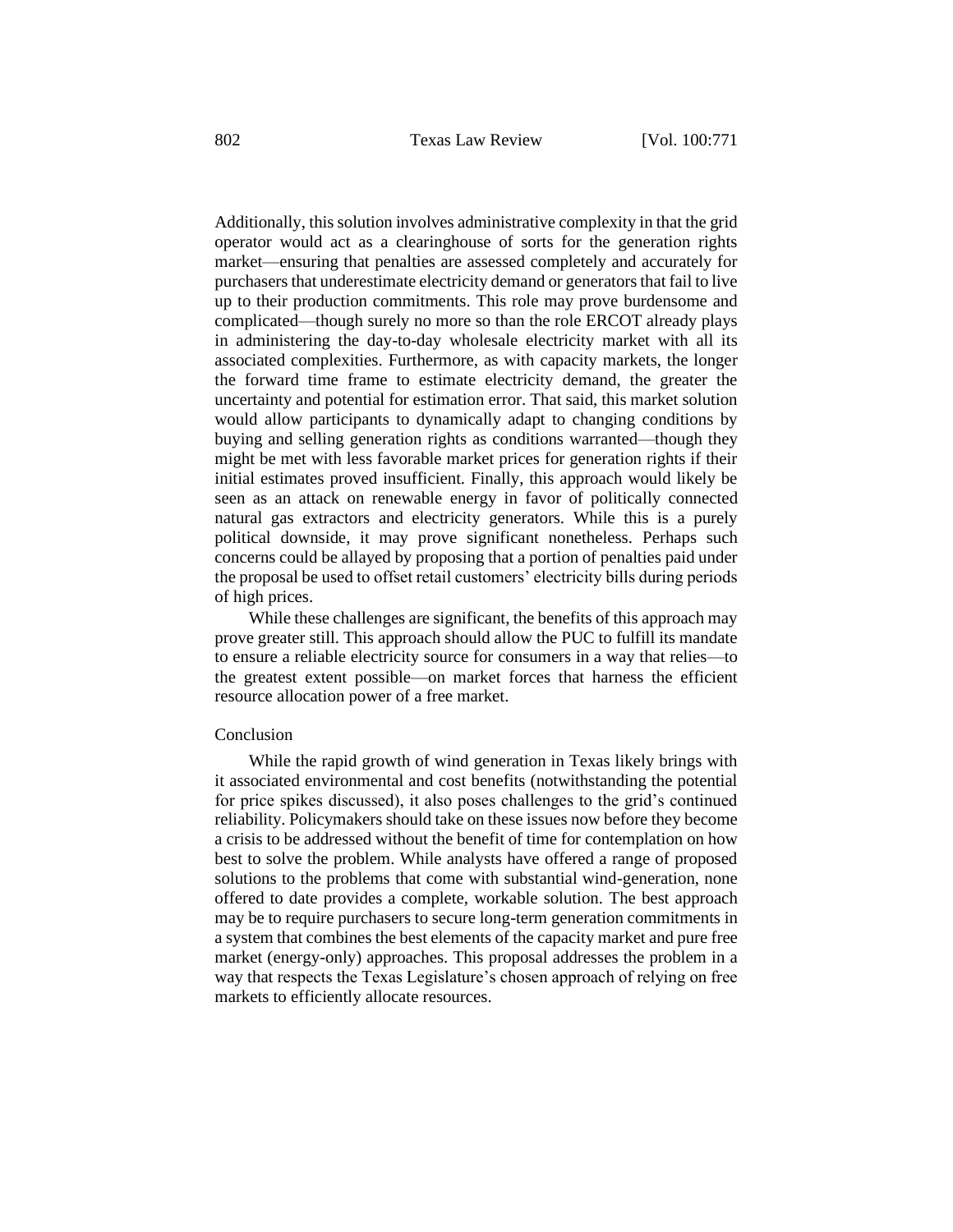Additionally, this solution involves administrative complexity in that the grid operator would act as a clearinghouse of sorts for the generation rights market—ensuring that penalties are assessed completely and accurately for purchasers that underestimate electricity demand or generators that fail to live up to their production commitments. This role may prove burdensome and complicated—though surely no more so than the role ERCOT already plays in administering the day-to-day wholesale electricity market with all its associated complexities. Furthermore, as with capacity markets, the longer the forward time frame to estimate electricity demand, the greater the uncertainty and potential for estimation error. That said, this market solution would allow participants to dynamically adapt to changing conditions by buying and selling generation rights as conditions warranted—though they might be met with less favorable market prices for generation rights if their initial estimates proved insufficient. Finally, this approach would likely be seen as an attack on renewable energy in favor of politically connected natural gas extractors and electricity generators. While this is a purely political downside, it may prove significant nonetheless. Perhaps such concerns could be allayed by proposing that a portion of penalties paid under the proposal be used to offset retail customers' electricity bills during periods of high prices.

While these challenges are significant, the benefits of this approach may prove greater still. This approach should allow the PUC to fulfill its mandate to ensure a reliable electricity source for consumers in a way that relies—to the greatest extent possible—on market forces that harness the efficient resource allocation power of a free market.

## Conclusion

While the rapid growth of wind generation in Texas likely brings with it associated environmental and cost benefits (notwithstanding the potential for price spikes discussed), it also poses challenges to the grid's continued reliability. Policymakers should take on these issues now before they become a crisis to be addressed without the benefit of time for contemplation on how best to solve the problem. While analysts have offered a range of proposed solutions to the problems that come with substantial wind-generation, none offered to date provides a complete, workable solution. The best approach may be to require purchasers to secure long-term generation commitments in a system that combines the best elements of the capacity market and pure free market (energy-only) approaches. This proposal addresses the problem in a way that respects the Texas Legislature's chosen approach of relying on free markets to efficiently allocate resources.